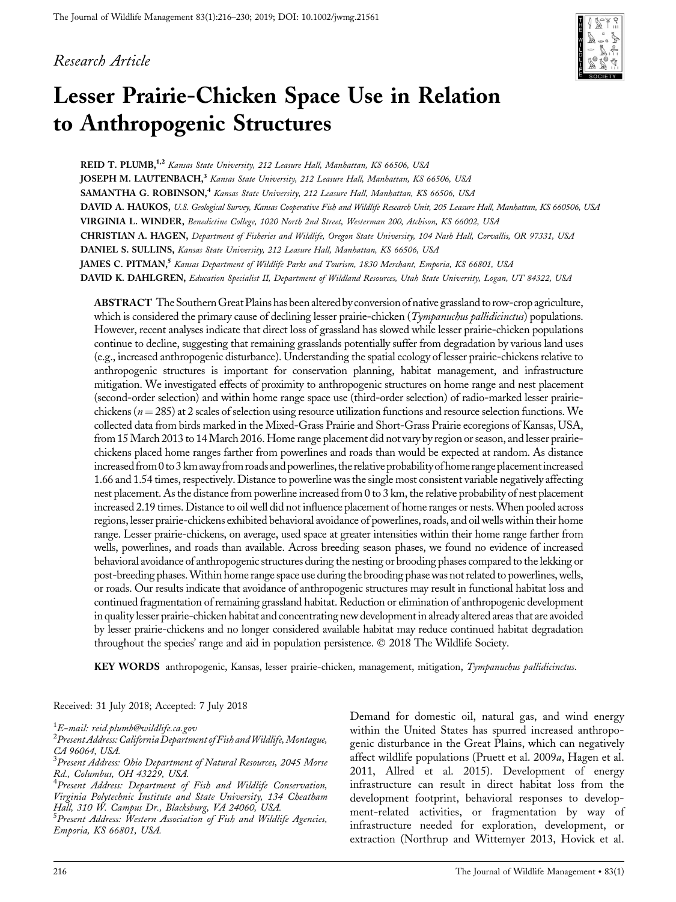*Research Article*

# Lesser Prairie-Chicken Space Use in Relation to Anthropogenic Structures

**REID T. PLUMB,**[1,2] *Kansas State University, 212 Leasure Hall, Manhattan, KS 66506, USA*

**JOSEPH M. LAUTENBACH,**[3] *Kansas State University, 212 Leasure Hall, Manhattan, KS 66506, USA*

**SAMANTHA G. ROBINSON,**[4] *Kansas State University, 212 Leasure Hall, Manhattan, KS 66506, USA*

**DAVID A. HAUKOS,** *U.S. Geological Survey, Kansas Cooperative Fish and Wildlife Research Unit, 205 Leasure Hall, Manhattan, KS 660506, USA*

**VIRGINIA L. WINDER,** *Benedictine College, 1020 North 2nd Street, Westerman 200, Atchison, KS 66002, USA*

**CHRISTIAN A. HAGEN,** *Department of Fisheries and Wildlife, Oregon State University, 104 Nash Hall, Corvallis, OR 97331, USA*

**DANIEL S. SULLINS,** *Kansas State University, 212 Leasure Hall, Manhattan, KS 66506, USA*

**JAMES C. PITMAN,**[5] *Kansas Department of Wildlife Parks and Tourism, 1830 Merchant, Emporia, KS 66801, USA*

**DAVID K. DAHLGREN,** *Education Specialist II, Department of Wildland Resources, Utah State University, Logan, UT 84322, USA*

**ABSTRACT** The Southern Great Plains has been altered by conversion of native grassland to row-crop agriculture, which is considered the primary cause of declining lesser prairie-chicken (*Tympanuchus pallidicinctus*) populations. However, recent analyses indicate that direct loss of grassland has slowed while lesser prairie-chicken populations continue to decline, suggesting that remaining grasslands potentially suffer from degradation by various land uses (e.g., increased anthropogenic disturbance). Understanding the spatial ecology of lesser prairie-chickens relative to anthropogenic structures is important for conservation planning, habitat management, and infrastructure mitigation. We investigated effects of proximity to anthropogenic structures on home range and nest placement (second-order selection) and within home range space use (third-order selection) of radio-marked lesser prairie-chickens ($n = 285$) at 2 scales of selection using resource utilization functions and resource selection functions. We collected data from birds marked in the Mixed-Grass Prairie and Short-Grass Prairie ecoregions of Kansas, USA, from 15 March 2013 to 14 March 2016. Home range placement did not vary by region or season, and lesser prairie-chickens placed home ranges farther from powerlines and roads than would be expected at random. As distance increased from 0 to 3 km away from roads and powerlines, the relative probability of home range placement increased 1.66 and 1.54 times, respectively. Distance to powerline was the single most consistent variable negatively affecting nest placement. As the distance from powerline increased from 0 to 3 km, the relative probability of nest placement increased 2.19 times. Distance to oil well did not influence placement of home ranges or nests. When pooled across regions, lesser prairie-chickens exhibited behavioral avoidance of powerlines, roads, and oil wells within their home range. Lesser prairie-chickens, on average, used space at greater intensities within their home range farther from wells, powerlines, and roads than available. Across breeding season phases, we found no evidence of increased behavioral avoidance of anthropogenic structures during the nesting or brooding phases compared to the lekking or post-breeding phases. Within home range space use during the brooding phase was not related to powerlines, wells, or roads. Our results indicate that avoidance of anthropogenic structures may result in functional habitat loss and continued fragmentation of remaining grassland habitat. Reduction or elimination of anthropogenic development in quality lesser prairie-chicken habitat and concentrating new development in already altered areas that are avoided by lesser prairie-chickens and no longer considered available habitat may reduce continued habitat degradation throughout the species' range and aid in population persistence. © 2018 The Wildlife Society.

**KEY WORDS** anthropogenic, Kansas, lesser prairie-chicken, management, mitigation, *Tympanuchus pallidicinctus*.

Received: 31 July 2018; Accepted: 7 July 2018

[1]*E-mail: reid.plumb@wildlife.ca.gov*

[2]*Present Address: California Department of Fish and Wildlife, Montague, CA 96064, USA.*

[3]*Present Address: Ohio Department of Natural Resources, 2045 Morse Rd., Columbus, OH 43229, USA.*

[4]*Present Address: Department of Fish and Wildlife Conservation, Virginia Polytechnic Institute and State University, 134 Cheatham Hall, 310 W. Campus Dr., Blacksburg, VA 24060, USA.*

[5]*Present Address: Western Association of Fish and Wildlife Agencies, Emporia, KS 66801, USA.*

Demand for domestic oil, natural gas, and wind energy within the United States has spurred increased anthropogenic disturbance in the Great Plains, which can negatively affect wildlife populations (Pruett et al. 2009*a*, Hagen et al. 2011, Allred et al. 2015). Development of energy infrastructure can result in direct habitat loss from the development footprint, behavioral responses to development-related activities, or fragmentation by way of infrastructure needed for exploration, development, or extraction (Northrup and Wittemyer 2013, Hovick et al.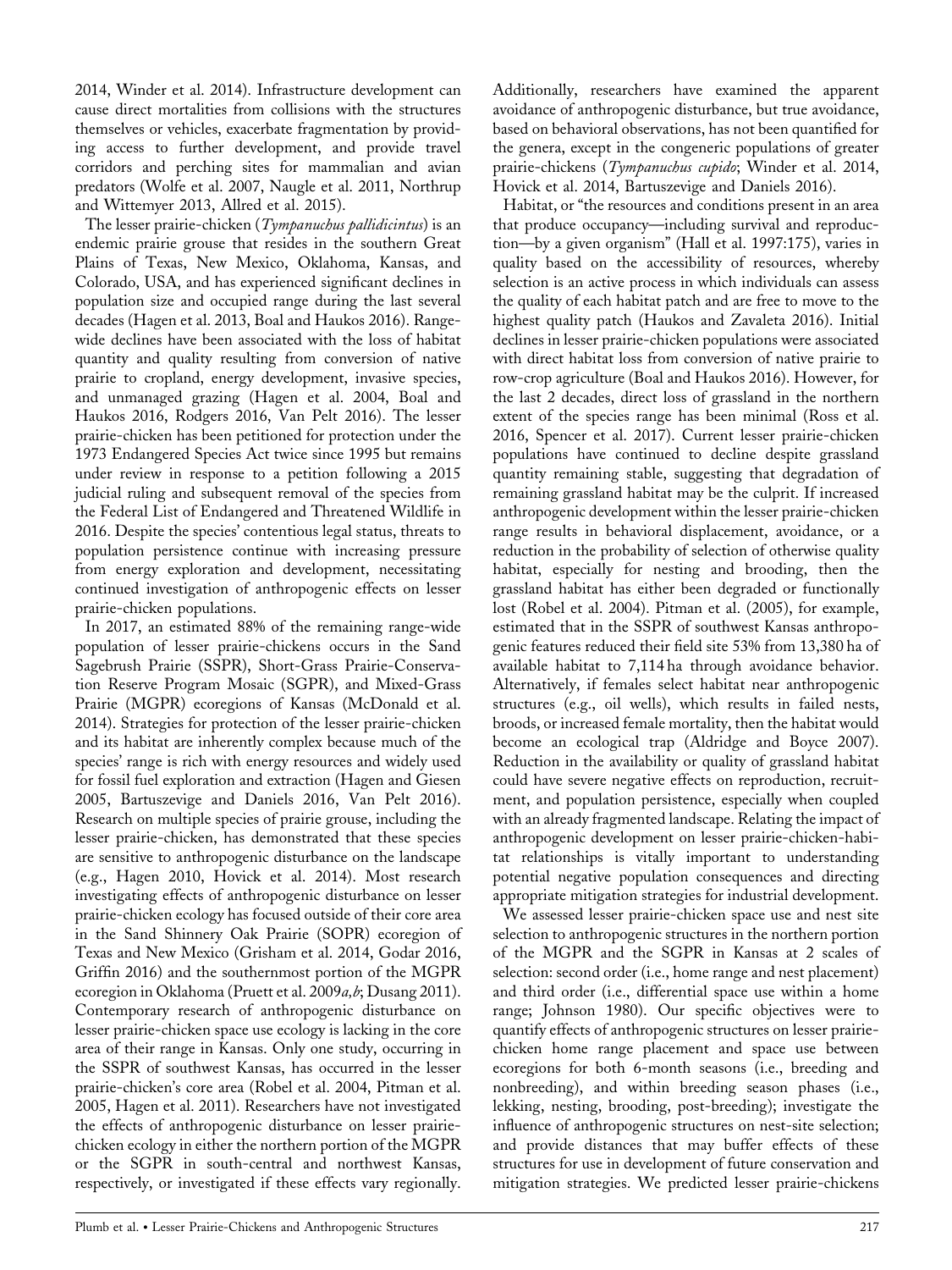2014, Winder et al. 2014). Infrastructure development can cause direct mortalities from collisions with the structures themselves or vehicles, exacerbate fragmentation by providing access to further development, and provide travel corridors and perching sites for mammalian and avian predators (Wolfe et al. 2007, Naugle et al. 2011, Northrup and Wittemyer 2013, Allred et al. 2015).

The lesser prairie-chicken (*Tympanuchus pallidicintus*) is an endemic prairie grouse that resides in the southern Great Plains of Texas, New Mexico, Oklahoma, Kansas, and Colorado, USA, and has experienced significant declines in population size and occupied range during the last several decades (Hagen et al. 2013, Boal and Haukos 2016). Range-wide declines have been associated with the loss of habitat quantity and quality resulting from conversion of native prairie to cropland, energy development, invasive species, and unmanaged grazing (Hagen et al. 2004, Boal and Haukos 2016, Rodgers 2016, Van Pelt 2016). The lesser prairie-chicken has been petitioned for protection under the 1973 Endangered Species Act twice since 1995 but remains under review in response to a petition following a 2015 judicial ruling and subsequent removal of the species from the Federal List of Endangered and Threatened Wildlife in 2016. Despite the species' contentious legal status, threats to population persistence continue with increasing pressure from energy exploration and development, necessitating continued investigation of anthropogenic effects on lesser prairie-chicken populations.

In 2017, an estimated 88% of the remaining range-wide population of lesser prairie-chickens occurs in the Sand Sagebrush Prairie (SSPR), Short-Grass Prairie-Conservation Reserve Program Mosaic (SGPR), and Mixed-Grass Prairie (MGPR) ecoregions of Kansas (McDonald et al. 2014). Strategies for protection of the lesser prairie-chicken and its habitat are inherently complex because much of the species' range is rich with energy resources and widely used for fossil fuel exploration and extraction (Hagen and Giesen 2005, Bartuszevige and Daniels 2016, Van Pelt 2016). Research on multiple species of prairie grouse, including the lesser prairie-chicken, has demonstrated that these species are sensitive to anthropogenic disturbance on the landscape (e.g., Hagen 2010, Hovick et al. 2014). Most research investigating effects of anthropogenic disturbance on lesser prairie-chicken ecology has focused outside of their core area in the Sand Shinnery Oak Prairie (SOPR) ecoregion of Texas and New Mexico (Grisham et al. 2014, Godar 2016, Griffin 2016) and the southernmost portion of the MGPR ecoregion in Oklahoma (Pruett et al. 2009*a*,*b*; Dusang 2011). Contemporary research of anthropogenic disturbance on lesser prairie-chicken space use ecology is lacking in the core area of their range in Kansas. Only one study, occurring in the SSPR of southwest Kansas, has occurred in the lesser prairie-chicken's core area (Robel et al. 2004, Pitman et al. 2005, Hagen et al. 2011). Researchers have not investigated the effects of anthropogenic disturbance on lesser prairie-chicken ecology in either the northern portion of the MGPR or the SGPR in south-central and northwest Kansas, respectively, or investigated if these effects vary regionally. Additionally, researchers have examined the apparent avoidance of anthropogenic disturbance, but true avoidance, based on behavioral observations, has not been quantified for the genera, except in the congeneric populations of greater prairie-chickens (*Tympanuchus cupido*; Winder et al. 2014, Hovick et al. 2014, Bartuszevige and Daniels 2016).

Habitat, or "the resources and conditions present in an area that produce occupancy—including survival and reproduction—by a given organism" (Hall et al. 1997:175), varies in quality based on the accessibility of resources, whereby selection is an active process in which individuals can assess the quality of each habitat patch and are free to move to the highest quality patch (Haukos and Zavaleta 2016). Initial declines in lesser prairie-chicken populations were associated with direct habitat loss from conversion of native prairie to row-crop agriculture (Boal and Haukos 2016). However, for the last 2 decades, direct loss of grassland in the northern extent of the species range has been minimal (Ross et al. 2016, Spencer et al. 2017). Current lesser prairie-chicken populations have continued to decline despite grassland quantity remaining stable, suggesting that degradation of remaining grassland habitat may be the culprit. If increased anthropogenic development within the lesser prairie-chicken range results in behavioral displacement, avoidance, or a reduction in the probability of selection of otherwise quality habitat, especially for nesting and brooding, then the grassland habitat has either been degraded or functionally lost (Robel et al. 2004). Pitman et al. (2005), for example, estimated that in the SSPR of southwest Kansas anthropogenic features reduced their field site 53% from 13,380 ha of available habitat to 7,114 ha through avoidance behavior. Alternatively, if females select habitat near anthropogenic structures (e.g., oil wells), which results in failed nests, broods, or increased female mortality, then the habitat would become an ecological trap (Aldridge and Boyce 2007). Reduction in the availability or quality of grassland habitat could have severe negative effects on reproduction, recruitment, and population persistence, especially when coupled with an already fragmented landscape. Relating the impact of anthropogenic development on lesser prairie-chicken-habitat relationships is vitally important to understanding potential negative population consequences and directing appropriate mitigation strategies for industrial development.

We assessed lesser prairie-chicken space use and nest site selection to anthropogenic structures in the northern portion of the MGPR and the SGPR in Kansas at 2 scales of selection: second order (i.e., home range and nest placement) and third order (i.e., differential space use within a home range; Johnson 1980). Our specific objectives were to quantify effects of anthropogenic structures on lesser prairie-chicken home range placement and space use between ecoregions for both 6-month seasons (i.e., breeding and nonbreeding), and within breeding season phases (i.e., lekking, nesting, brooding, post-breeding); investigate the influence of anthropogenic structures on nest-site selection; and provide distances that may buffer effects of these structures for use in development of future conservation and mitigation strategies. We predicted lesser prairie-chickens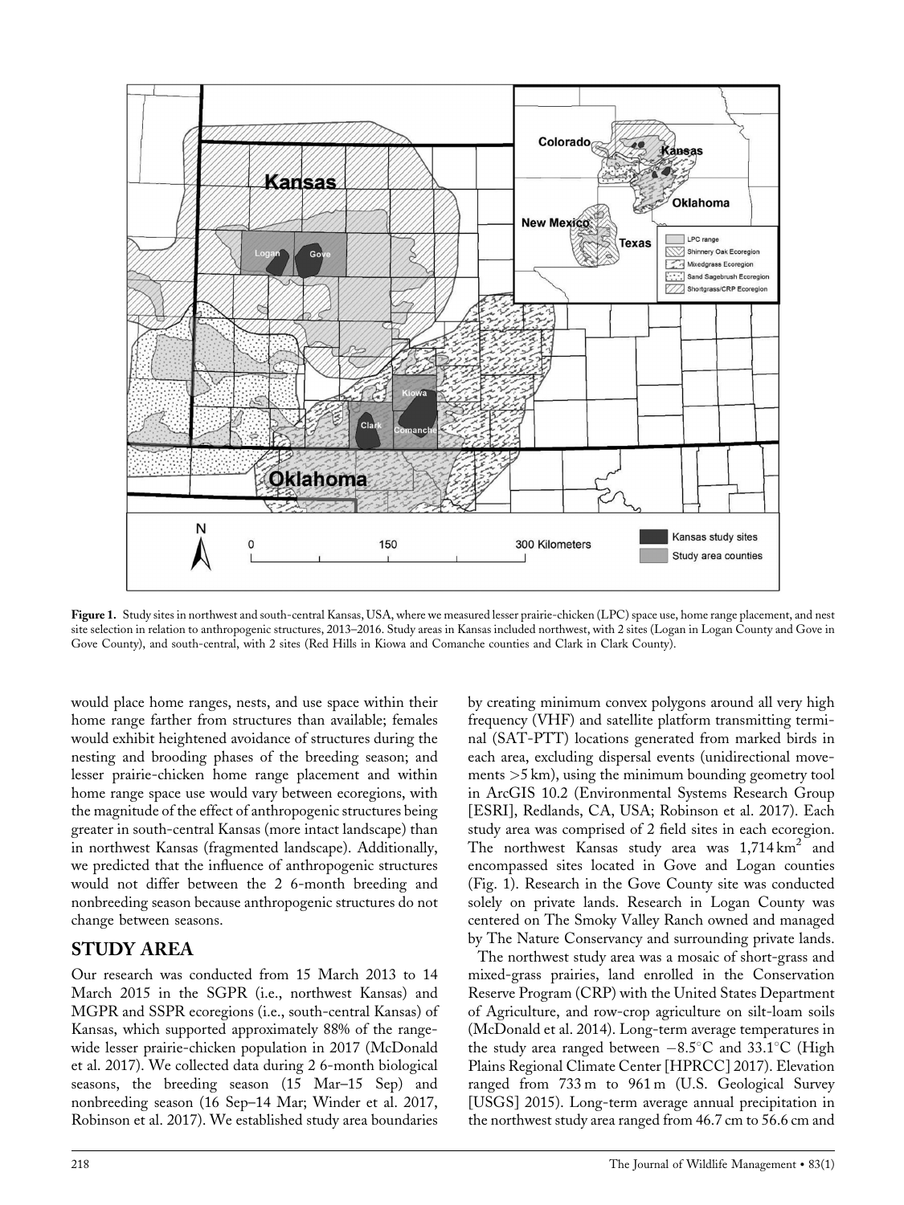Figure 1. Study sites in northwest and south-central Kansas, USA, where we measured lesser prairie-chicken (LPC) space use, home range placement, and nest site selection in relation to anthropogenic structures, 2013–2016. Study areas in Kansas included northwest, with 2 sites (Logan in Logan County and Gove in Gove County), and south-central, with 2 sites (Red Hills in Kiowa and Comanche counties and Clark in Clark County).

would place home ranges, nests, and use space within their home range farther from structures than available; females would exhibit heightened avoidance of structures during the nesting and brooding phases of the breeding season; and lesser prairie-chicken home range placement and within home range space use would vary between ecoregions, with the magnitude of the effect of anthropogenic structures being greater in south-central Kansas (more intact landscape) than in northwest Kansas (fragmented landscape). Additionally, we predicted that the influence of anthropogenic structures would not differ between the 2 6-month breeding and nonbreeding season because anthropogenic structures do not change between seasons.

## STUDY AREA

Our research was conducted from 15 March 2013 to 14 March 2015 in the SGPR (i.e., northwest Kansas) and MGPR and SSPR ecoregions (i.e., south-central Kansas) of Kansas, which supported approximately 88% of the range-wide lesser prairie-chicken population in 2017 (McDonald et al. 2017). We collected data during 2 6-month biological seasons, the breeding season (15 Mar–15 Sep) and nonbreeding season (16 Sep–14 Mar; Winder et al. 2017, Robinson et al. 2017). We established study area boundaries by creating minimum convex polygons around all very high frequency (VHF) and satellite platform transmitting terminal (SAT-PTT) locations generated from marked birds in each area, excluding dispersal events (unidirectional movements >5 km), using the minimum bounding geometry tool in ArcGIS 10.2 (Environmental Systems Research Group [ESRI], Redlands, CA, USA; Robinson et al. 2017). Each study area was comprised of 2 field sites in each ecoregion. The northwest Kansas study area was 1,714 $km^2$ and encompassed sites located in Gove and Logan counties (Fig. 1). Research in the Gove County site was conducted solely on private lands. Research in Logan County was centered on The Smoky Valley Ranch owned and managed by The Nature Conservancy and surrounding private lands.

The northwest study area was a mosaic of short-grass and mixed-grass prairies, land enrolled in the Conservation Reserve Program (CRP) with the United States Department of Agriculture, and row-crop agriculture on silt-loam soils (McDonald et al. 2014). Long-term average temperatures in the study area ranged between $-8.5^{\circ}C$ and $33.1^{\circ}C$ (High Plains Regional Climate Center [HPRCC] 2017). Elevation ranged from 733 m to 961 m (U.S. Geological Survey [USGS] 2015). Long-term average annual precipitation in the northwest study area ranged from 46.7 cm to 56.6 cm and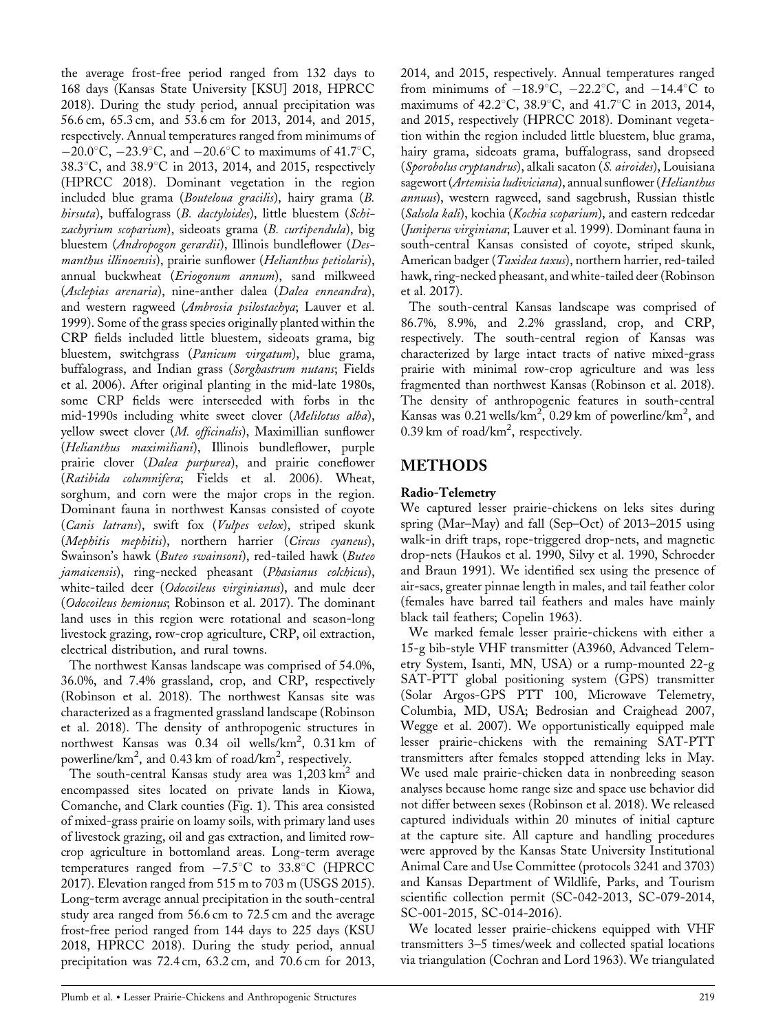the average frost-free period ranged from 132 days to 168 days (Kansas State University [KSU] 2018, HPRCC 2018). During the study period, annual precipitation was 56.6 cm, 65.3 cm, and 53.6 cm for 2013, 2014, and 2015, respectively. Annual temperatures ranged from minimums of −20.0°C, −23.9°C, and −20.6°C to maximums of 41.7°C, 38.3°C, and 38.9°C in 2013, 2014, and 2015, respectively (HPRCC 2018). Dominant vegetation in the region included blue grama (*Bouteloua gracilis*), hairy grama (*B. hirsuta*), buffalograss (*B. dactyloides*), little bluestem (*Schizachyrium scoparium*), sideoats grama (*B. curtipendula*), big bluestem (*Andropogon gerardii*), Illinois bundleflower (*Desmanthus illinoensis*), prairie sunflower (*Helianthus petiolaris*), annual buckwheat (*Eriogonum annum*), sand milkweed (*Asclepias arenaria*), nine-anther dalea (*Dalea enneandra*), and western ragweed (*Ambrosia psilostachya*; Lauver et al. 1999). Some of the grass species originally planted within the CRP fields included little bluestem, sideoats grama, big bluestem, switchgrass (*Panicum virgatum*), blue grama, buffalograss, and Indian grass (*Sorghastrum nutans*; Fields et al. 2006). After original planting in the mid-late 1980s, some CRP fields were interseeded with forbs in the mid-1990s including white sweet clover (*Melilotus alba*), yellow sweet clover (*M. officinalis*), Maximillian sunflower (*Helianthus maximiliani*), Illinois bundleflower, purple prairie clover (*Dalea purpurea*), and prairie coneflower (*Ratibida columnifera*; Fields et al. 2006). Wheat, sorghum, and corn were the major crops in the region. Dominant fauna in northwest Kansas consisted of coyote (*Canis latrans*), swift fox (*Vulpes velox*), striped skunk (*Mephitis mephitis*), northern harrier (*Circus cyaneus*), Swainson's hawk (*Buteo swainsoni*), red-tailed hawk (*Buteo jamaicensis*), ring-necked pheasant (*Phasianus colchicus*), white-tailed deer (*Odocoileus virginianus*), and mule deer (*Odocoileus hemionus*; Robinson et al. 2017). The dominant land uses in this region were rotational and season-long livestock grazing, row-crop agriculture, CRP, oil extraction, electrical distribution, and rural towns.

The northwest Kansas landscape was comprised of 54.0%, 36.0%, and 7.4% grassland, crop, and CRP, respectively (Robinson et al. 2018). The northwest Kansas site was characterized as a fragmented grassland landscape (Robinson et al. 2018). The density of anthropogenic structures in northwest Kansas was 0.34 oil wells/km$^2$, 0.31 km of powerline/km$^2$, and 0.43 km of road/km$^2$, respectively.

The south-central Kansas study area was 1,203 km$^2$ and encompassed sites located on private lands in Kiowa, Comanche, and Clark counties (Fig. 1). This area consisted of mixed-grass prairie on loamy soils, with primary land uses of livestock grazing, oil and gas extraction, and limited row-crop agriculture in bottomland areas. Long-term average temperatures ranged from −7.5°C to 33.8°C (HPRCC 2017). Elevation ranged from 515 m to 703 m (USGS 2015). Long-term average annual precipitation in the south-central study area ranged from 56.6 cm to 72.5 cm and the average frost-free period ranged from 144 days to 225 days (KSU 2018, HPRCC 2018). During the study period, annual precipitation was 72.4 cm, 63.2 cm, and 70.6 cm for 2013, 2014, and 2015, respectively. Annual temperatures ranged from minimums of −18.9°C, −22.2°C, and −14.4°C to maximums of 42.2°C, 38.9°C, and 41.7°C in 2013, 2014, and 2015, respectively (HPRCC 2018). Dominant vegetation within the region included little bluestem, blue grama, hairy grama, sideoats grama, buffalograss, sand dropseed (*Sporobolus cryptandrus*), alkali sacaton (*S. airoides*), Louisiana sagewort (*Artemisia ludiviciana*), annual sunflower (*Helianthus annuus*), western ragweed, sand sagebrush, Russian thistle (*Salsola kali*), kochia (*Kochia scoparium*), and eastern redcedar (*Juniperus virginiana*; Lauver et al. 1999). Dominant fauna in south-central Kansas consisted of coyote, striped skunk, American badger (*Taxidea taxus*), northern harrier, red-tailed hawk, ring-necked pheasant, and white-tailed deer (Robinson et al. 2017).

The south-central Kansas landscape was comprised of 86.7%, 8.9%, and 2.2% grassland, crop, and CRP, respectively. The south-central region of Kansas was characterized by large intact tracts of native mixed-grass prairie with minimal row-crop agriculture and was less fragmented than northwest Kansas (Robinson et al. 2018). The density of anthropogenic features in south-central Kansas was 0.21 wells/km$^2$, 0.29 km of powerline/km$^2$, and 0.39 km of road/km$^2$, respectively.

## METHODS

### Radio-Telemetry

We captured lesser prairie-chickens on leks sites during spring (Mar–May) and fall (Sep–Oct) of 2013–2015 using walk-in drift traps, rope-triggered drop-nets, and magnetic drop-nets (Haukos et al. 1990, Silvy et al. 1990, Schroeder and Braun 1991). We identified sex using the presence of air-sacs, greater pinnae length in males, and tail feather color (females have barred tail feathers and males have mainly black tail feathers; Copelin 1963).

We marked female lesser prairie-chickens with either a 15-g bib-style VHF transmitter (A3960, Advanced Telemetry System, Isanti, MN, USA) or a rump-mounted 22-g SAT-PTT global positioning system (GPS) transmitter (Solar Argos-GPS PTT 100, Microwave Telemetry, Columbia, MD, USA; Bedrosian and Craighead 2007, Wegge et al. 2007). We opportunistically equipped male lesser prairie-chickens with the remaining SAT-PTT transmitters after females stopped attending leks in May. We used male prairie-chicken data in nonbreeding season analyses because home range size and space use behavior did not differ between sexes (Robinson et al. 2018). We released captured individuals within 20 minutes of initial capture at the capture site. All capture and handling procedures were approved by the Kansas State University Institutional Animal Care and Use Committee (protocols 3241 and 3703) and Kansas Department of Wildlife, Parks, and Tourism scientific collection permit (SC-042-2013, SC-079-2014, SC-001-2015, SC-014-2016).

We located lesser prairie-chickens equipped with VHF transmitters 3–5 times/week and collected spatial locations via triangulation (Cochran and Lord 1963). We triangulated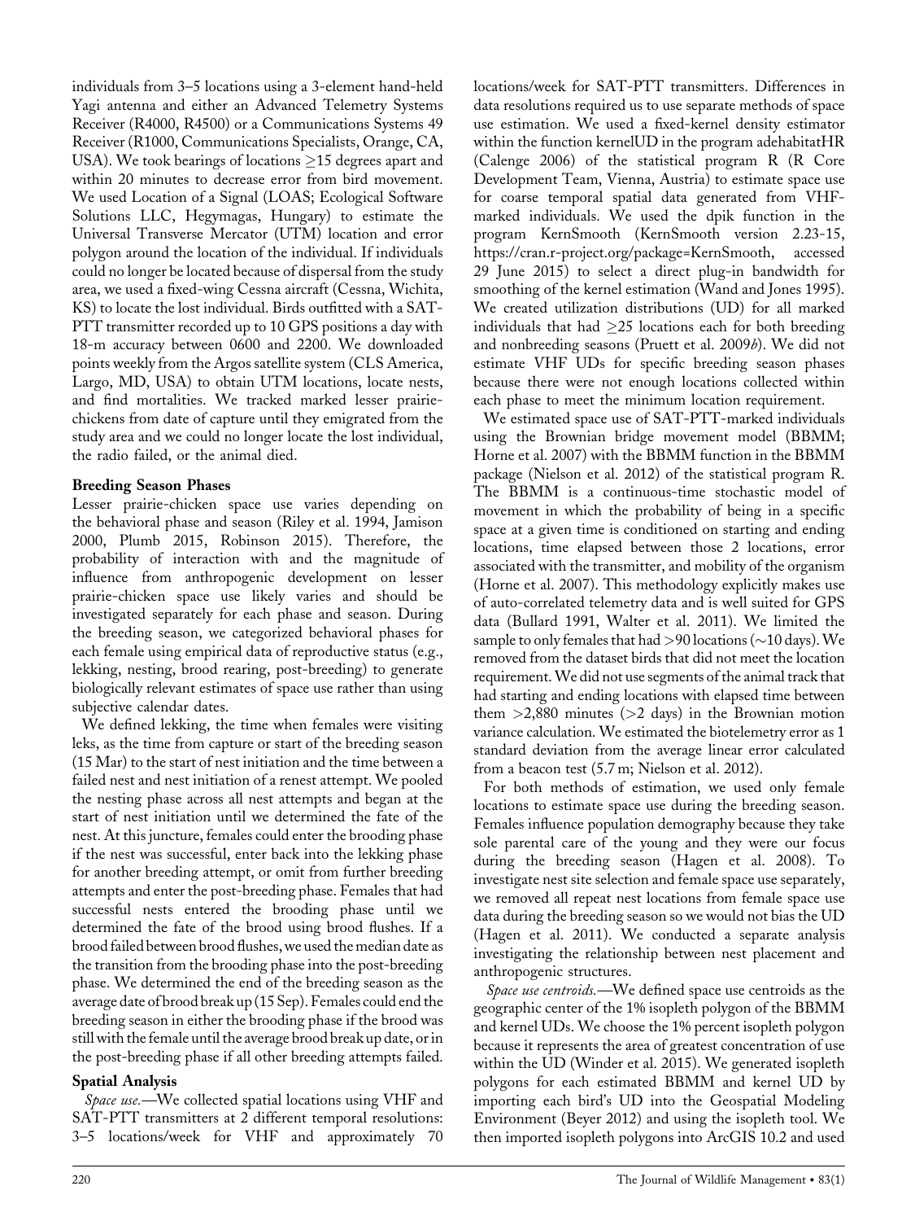individuals from 3–5 locations using a 3-element hand-held Yagi antenna and either an Advanced Telemetry Systems Receiver (R4000, R4500) or a Communications Systems 49 Receiver (R1000, Communications Specialists, Orange, CA, USA). We took bearings of locations ≥15 degrees apart and within 20 minutes to decrease error from bird movement. We used Location of a Signal (LOAS; Ecological Software Solutions LLC, Hegymagas, Hungary) to estimate the Universal Transverse Mercator (UTM) location and error polygon around the location of the individual. If individuals could no longer be located because of dispersal from the study area, we used a fixed-wing Cessna aircraft (Cessna, Wichita, KS) to locate the lost individual. Birds outfitted with a SAT-PTT transmitter recorded up to 10 GPS positions a day with 18-m accuracy between 0600 and 2200. We downloaded points weekly from the Argos satellite system (CLS America, Largo, MD, USA) to obtain UTM locations, locate nests, and find mortalities. We tracked marked lesser prairie-chickens from date of capture until they emigrated from the study area and we could no longer locate the lost individual, the radio failed, or the animal died.

## Breeding Season Phases

Lesser prairie-chicken space use varies depending on the behavioral phase and season (Riley et al. 1994, Jamison 2000, Plumb 2015, Robinson 2015). Therefore, the probability of interaction with and the magnitude of influence from anthropogenic development on lesser prairie-chicken space use likely varies and should be investigated separately for each phase and season. During the breeding season, we categorized behavioral phases for each female using empirical data of reproductive status (e.g., lekking, nesting, brood rearing, post-breeding) to generate biologically relevant estimates of space use rather than using subjective calendar dates.

We defined lekking, the time when females were visiting leks, as the time from capture or start of the breeding season (15 Mar) to the start of nest initiation and the time between a failed nest and nest initiation of a renest attempt. We pooled the nesting phase across all nest attempts and began at the start of nest initiation until we determined the fate of the nest. At this juncture, females could enter the brooding phase if the nest was successful, enter back into the lekking phase for another breeding attempt, or omit from further breeding attempts and enter the post-breeding phase. Females that had successful nests entered the brooding phase until we determined the fate of the brood using brood flushes. If a brood failed between brood flushes, we used the median date as the transition from the brooding phase into the post-breeding phase. We determined the end of the breeding season as the average date of brood break up (15 Sep). Females could end the breeding season in either the brooding phase if the brood was still with the female until the average brood break up date, or in the post-breeding phase if all other breeding attempts failed.

## Spatial Analysis

*Space use.*—We collected spatial locations using VHF and SAT-PTT transmitters at 2 different temporal resolutions: 3–5 locations/week for VHF and approximately 70 locations/week for SAT-PTT transmitters. Differences in data resolutions required us to use separate methods of space use estimation. We used a fixed-kernel density estimator within the function kernelUD in the program adehabitatHR (Calenge 2006) of the statistical program R (R Core Development Team, Vienna, Austria) to estimate space use for coarse temporal spatial data generated from VHF-marked individuals. We used the dpik function in the program KernSmooth (KernSmooth version 2.23-15, https://cran.r-project.org/package=KernSmooth, accessed 29 June 2015) to select a direct plug-in bandwidth for smoothing of the kernel estimation (Wand and Jones 1995). We created utilization distributions (UD) for all marked individuals that had ≥25 locations each for both breeding and nonbreeding seasons (Pruett et al. 2009*b*). We did not estimate VHF UDs for specific breeding season phases because there were not enough locations collected within each phase to meet the minimum location requirement.

We estimated space use of SAT-PTT-marked individuals using the Brownian bridge movement model (BBMM; Horne et al. 2007) with the BBMM function in the BBMM package (Nielson et al. 2012) of the statistical program R. The BBMM is a continuous-time stochastic model of movement in which the probability of being in a specific space at a given time is conditioned on starting and ending locations, time elapsed between those 2 locations, error associated with the transmitter, and mobility of the organism (Horne et al. 2007). This methodology explicitly makes use of auto-correlated telemetry data and is well suited for GPS data (Bullard 1991, Walter et al. 2011). We limited the sample to only females that had >90 locations (~10 days). We removed from the dataset birds that did not meet the location requirement. We did not use segments of the animal track that had starting and ending locations with elapsed time between them >2,880 minutes (>2 days) in the Brownian motion variance calculation. We estimated the biotelemetry error as 1 standard deviation from the average linear error calculated from a beacon test (5.7 m; Nielson et al. 2012).

For both methods of estimation, we used only female locations to estimate space use during the breeding season. Females influence population demography because they take sole parental care of the young and they were our focus during the breeding season (Hagen et al. 2008). To investigate nest site selection and female space use separately, we removed all repeat nest locations from female space use data during the breeding season so we would not bias the UD (Hagen et al. 2011). We conducted a separate analysis investigating the relationship between nest placement and anthropogenic structures.

*Space use centroids.*—We defined space use centroids as the geographic center of the 1% isopleth polygon of the BBMM and kernel UDs. We choose the 1% percent isopleth polygon because it represents the area of greatest concentration of use within the UD (Winder et al. 2015). We generated isopleth polygons for each estimated BBMM and kernel UD by importing each bird's UD into the Geospatial Modeling Environment (Beyer 2012) and using the isopleth tool. We then imported isopleth polygons into ArcGIS 10.2 and used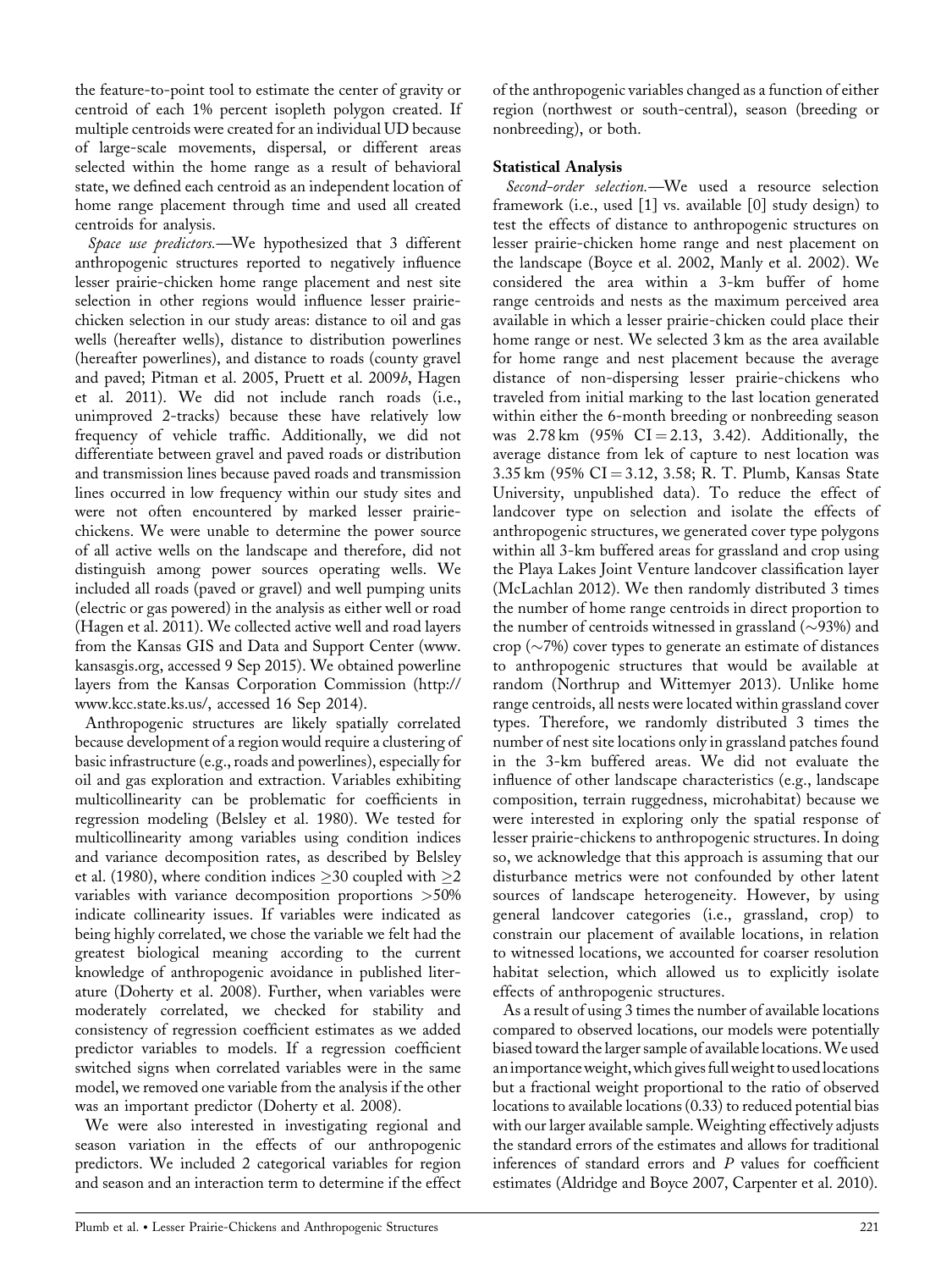the feature-to-point tool to estimate the center of gravity or centroid of each 1% percent isopleth polygon created. If multiple centroids were created for an individual UD because of large-scale movements, dispersal, or different areas selected within the home range as a result of behavioral state, we defined each centroid as an independent location of home range placement through time and used all created centroids for analysis.

*Space use predictors.*—We hypothesized that 3 different anthropogenic structures reported to negatively influence lesser prairie-chicken home range placement and nest site selection in other regions would influence lesser prairie-chicken selection in our study areas: distance to oil and gas wells (hereafter wells), distance to distribution powerlines (hereafter powerlines), and distance to roads (county gravel and paved; Pitman et al. 2005, Pruett et al. 2009*b*, Hagen et al. 2011). We did not include ranch roads (i.e., unimproved 2-tracks) because these have relatively low frequency of vehicle traffic. Additionally, we did not differentiate between gravel and paved roads or distribution and transmission lines because paved roads and transmission lines occurred in low frequency within our study sites and were not often encountered by marked lesser prairie-chickens. We were unable to determine the power source of all active wells on the landscape and therefore, did not distinguish among power sources operating wells. We included all roads (paved or gravel) and well pumping units (electric or gas powered) in the analysis as either well or road (Hagen et al. 2011). We collected active well and road layers from the Kansas GIS and Data and Support Center (www.kansasgis.org, accessed 9 Sep 2015). We obtained powerline layers from the Kansas Corporation Commission (http://www.kcc.state.ks.us/, accessed 16 Sep 2014).

Anthropogenic structures are likely spatially correlated because development of a region would require a clustering of basic infrastructure (e.g., roads and powerlines), especially for oil and gas exploration and extraction. Variables exhibiting multicollinearity can be problematic for coefficients in regression modeling (Belsley et al. 1980). We tested for multicollinearity among variables using condition indices and variance decomposition rates, as described by Belsley et al. (1980), where condition indices $\geq$30 coupled with $\geq$2 variables with variance decomposition proportions >50% indicate collinearity issues. If variables were indicated as being highly correlated, we chose the variable we felt had the greatest biological meaning according to the current knowledge of anthropogenic avoidance in published literature (Doherty et al. 2008). Further, when variables were moderately correlated, we checked for stability and consistency of regression coefficient estimates as we added predictor variables to models. If a regression coefficient switched signs when correlated variables were in the same model, we removed one variable from the analysis if the other was an important predictor (Doherty et al. 2008).

We were also interested in investigating regional and season variation in the effects of our anthropogenic predictors. We included 2 categorical variables for region and season and an interaction term to determine if the effect of the anthropogenic variables changed as a function of either region (northwest or south-central), season (breeding or nonbreeding), or both.

### Statistical Analysis

*Second-order selection.*—We used a resource selection framework (i.e., used [1] vs. available [0] study design) to test the effects of distance to anthropogenic structures on lesser prairie-chicken home range and nest placement on the landscape (Boyce et al. 2002, Manly et al. 2002). We considered the area within a 3-km buffer of home range centroids and nests as the maximum perceived area available in which a lesser prairie-chicken could place their home range or nest. We selected 3 km as the area available for home range and nest placement because the average distance of non-dispersing lesser prairie-chickens who traveled from initial marking to the last location generated within either the 6-month breeding or nonbreeding season was 2.78 km (95% CI = 2.13, 3.42). Additionally, the average distance from lek of capture to nest location was 3.35 km (95% CI = 3.12, 3.58; R. T. Plumb, Kansas State University, unpublished data). To reduce the effect of landcover type on selection and isolate the effects of anthropogenic structures, we generated cover type polygons within all 3-km buffered areas for grassland and crop using the Playa Lakes Joint Venture landcover classification layer (McLachlan 2012). We then randomly distributed 3 times the number of home range centroids in direct proportion to the number of centroids witnessed in grassland (~93%) and crop (~7%) cover types to generate an estimate of distances to anthropogenic structures that would be available at random (Northrup and Wittemyer 2013). Unlike home range centroids, all nests were located within grassland cover types. Therefore, we randomly distributed 3 times the number of nest site locations only in grassland patches found in the 3-km buffered areas. We did not evaluate the influence of other landscape characteristics (e.g., landscape composition, terrain ruggedness, microhabitat) because we were interested in exploring only the spatial response of lesser prairie-chickens to anthropogenic structures. In doing so, we acknowledge that this approach is assuming that our disturbance metrics were not confounded by other latent sources of landscape heterogeneity. However, by using general landcover categories (i.e., grassland, crop) to constrain our placement of available locations, in relation to witnessed locations, we accounted for coarser resolution habitat selection, which allowed us to explicitly isolate effects of anthropogenic structures.

As a result of using 3 times the number of available locations compared to observed locations, our models were potentially biased toward the larger sample of available locations. We used an importance weight, which gives full weight to used locations but a fractional weight proportional to the ratio of observed locations to available locations (0.33) to reduced potential bias with our larger available sample. Weighting effectively adjusts the standard errors of the estimates and allows for traditional inferences of standard errors and *P* values for coefficient estimates (Aldridge and Boyce 2007, Carpenter et al. 2010).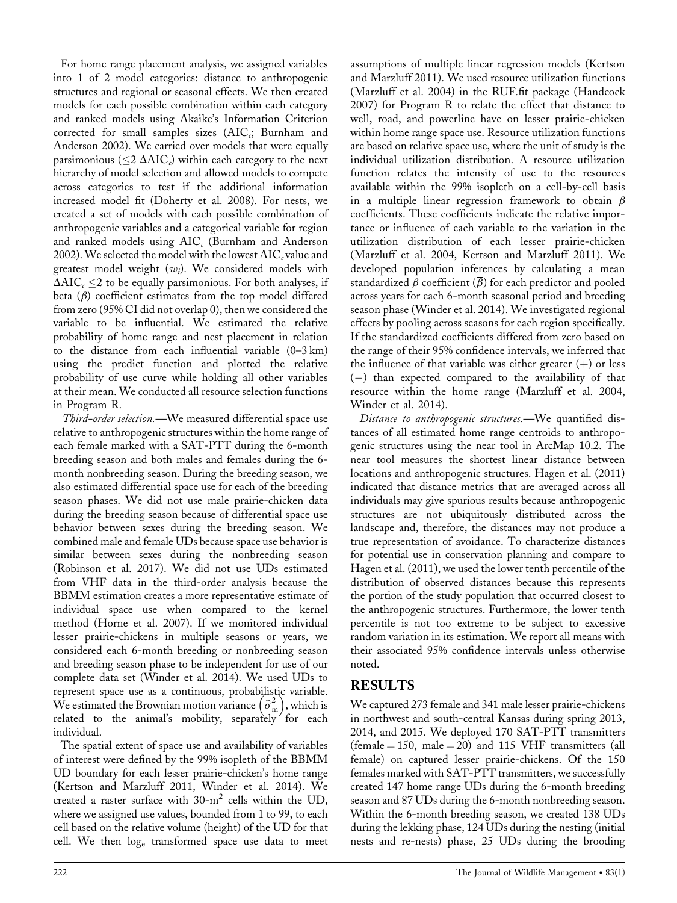For home range placement analysis, we assigned variables into 1 of 2 model categories: distance to anthropogenic structures and regional or seasonal effects. We then created models for each possible combination within each category and ranked models using Akaike's Information Criterion corrected for small samples sizes ($AIC_c$; Burnham and Anderson 2002). We carried over models that were equally parsimonious ($\leq 2\ \Delta AIC_c$) within each category to the next hierarchy of model selection and allowed models to compete across categories to test if the additional information increased model fit (Doherty et al. 2008). For nests, we created a set of models with each possible combination of anthropogenic variables and a categorical variable for region and ranked models using $AIC_c$ (Burnham and Anderson 2002). We selected the model with the lowest $AIC_c$ value and greatest model weight ($w_i$). We considered models with $\Delta AIC_c \leq 2$ to be equally parsimonious. For both analyses, if beta ($\beta$) coefficient estimates from the top model differed from zero (95% CI did not overlap 0), then we considered the variable to be influential. We estimated the relative probability of home range and nest placement in relation to the distance from each influential variable (0–3 km) using the predict function and plotted the relative probability of use curve while holding all other variables at their mean. We conducted all resource selection functions in Program R.

*Third-order selection.*—We measured differential space use relative to anthropogenic structures within the home range of each female marked with a SAT-PTT during the 6-month breeding season and both males and females during the 6-month nonbreeding season. During the breeding season, we also estimated differential space use for each of the breeding season phases. We did not use male prairie-chicken data during the breeding season because of differential space use behavior between sexes during the breeding season. We combined male and female UDs because space use behavior is similar between sexes during the nonbreeding season (Robinson et al. 2017). We did not use UDs estimated from VHF data in the third-order analysis because the BBMM estimation creates a more representative estimate of individual space use when compared to the kernel method (Horne et al. 2007). If we monitored individual lesser prairie-chickens in multiple seasons or years, we considered each 6-month breeding or nonbreeding season and breeding season phase to be independent for use of our complete data set (Winder et al. 2014). We used UDs to represent space use as a continuous, probabilistic variable. We estimated the Brownian motion variance $\left(\hat{\sigma}_m^2\right)$, which is related to the animal's mobility, separately for each individual.

The spatial extent of space use and availability of variables of interest were defined by the 99% isopleth of the BBMM UD boundary for each lesser prairie-chicken's home range (Kertson and Marzluff 2011, Winder et al. 2014). We created a raster surface with 30-$m^2$ cells within the UD, where we assigned use values, bounded from 1 to 99, to each cell based on the relative volume (height) of the UD for that cell. We then $\log_e$ transformed space use data to meet assumptions of multiple linear regression models (Kertson and Marzluff 2011). We used resource utilization functions (Marzluff et al. 2004) in the RUF.fit package (Handcock 2007) for Program R to relate the effect that distance to well, road, and powerline have on lesser prairie-chicken within home range space use. Resource utilization functions are based on relative space use, where the unit of study is the individual utilization distribution. A resource utilization function relates the intensity of use to the resources available within the 99% isopleth on a cell-by-cell basis in a multiple linear regression framework to obtain $\beta$ coefficients. These coefficients indicate the relative importance or influence of each variable to the variation in the utilization distribution of each lesser prairie-chicken (Marzluff et al. 2004, Kertson and Marzluff 2011). We developed population inferences by calculating a mean standardized $\beta$ coefficient ($\bar{\beta}$) for each predictor and pooled across years for each 6-month seasonal period and breeding season phase (Winder et al. 2014). We investigated regional effects by pooling across seasons for each region specifically. If the standardized coefficients differed from zero based on the range of their 95% confidence intervals, we inferred that the influence of that variable was either greater (+) or less (−) than expected compared to the availability of that resource within the home range (Marzluff et al. 2004, Winder et al. 2014).

*Distance to anthropogenic structures.*—We quantified distances of all estimated home range centroids to anthropogenic structures using the near tool in ArcMap 10.2. The near tool measures the shortest linear distance between locations and anthropogenic structures. Hagen et al. (2011) indicated that distance metrics that are averaged across all individuals may give spurious results because anthropogenic structures are not ubiquitously distributed across the landscape and, therefore, the distances may not produce a true representation of avoidance. To characterize distances for potential use in conservation planning and compare to Hagen et al. (2011), we used the lower tenth percentile of the distribution of observed distances because this represents the portion of the study population that occurred closest to the anthropogenic structures. Furthermore, the lower tenth percentile is not too extreme to be subject to excessive random variation in its estimation. We report all means with their associated 95% confidence intervals unless otherwise noted.

## RESULTS

We captured 273 female and 341 male lesser prairie-chickens in northwest and south-central Kansas during spring 2013, 2014, and 2015. We deployed 170 SAT-PTT transmitters (female = 150, male = 20) and 115 VHF transmitters (all female) on captured lesser prairie-chickens. Of the 150 females marked with SAT-PTT transmitters, we successfully created 147 home range UDs during the 6-month breeding season and 87 UDs during the 6-month nonbreeding season. Within the 6-month breeding season, we created 138 UDs during the lekking phase, 124 UDs during the nesting (initial nests and re-nests) phase, 25 UDs during the brooding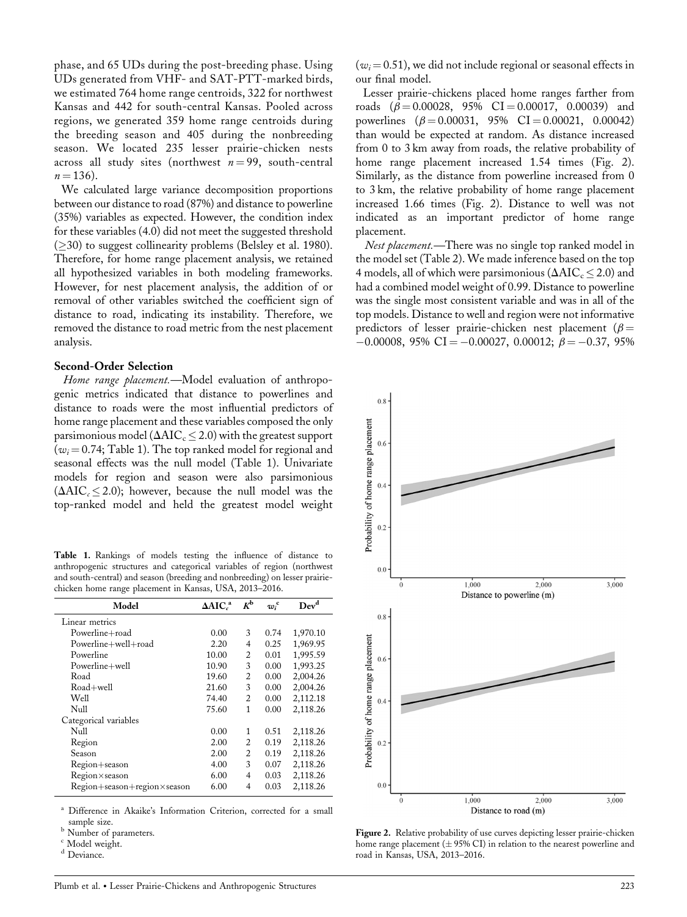phase, and 65 UDs during the post-breeding phase. Using UDs generated from VHF- and SAT-PTT-marked birds, we estimated 764 home range centroids, 322 for northwest Kansas and 442 for south-central Kansas. Pooled across regions, we generated 359 home range centroids during the breeding season and 405 during the nonbreeding season. We located 235 lesser prairie-chicken nests across all study sites (northwest $n = 99$, south-central $n = 136$).

We calculated large variance decomposition proportions between our distance to road (87%) and distance to powerline (35%) variables as expected. However, the condition index for these variables (4.0) did not meet the suggested threshold ($\geq 30$) to suggest collinearity problems (Belsley et al. 1980). Therefore, for home range placement analysis, we retained all hypothesized variables in both modeling frameworks. However, for nest placement analysis, the addition of or removal of other variables switched the coefficient sign of distance to road, indicating its instability. Therefore, we removed the distance to road metric from the nest placement analysis.

### Second-Order Selection

*Home range placement.*—Model evaluation of anthropogenic metrics indicated that distance to powerlines and distance to roads were the most influential predictors of home range placement and these variables composed the only parsimonious model ($\Delta AIC_c \leq 2.0$) with the greatest support ($w_i = 0.74$; Table 1). The top ranked model for regional and seasonal effects was the null model (Table 1). Univariate models for region and season were also parsimonious ($\Delta AIC_c \leq 2.0$); however, because the null model was the top-ranked model and held the greatest model weight ($w_i = 0.51$), we did not include regional or seasonal effects in our final model.

Lesser prairie-chickens placed home ranges farther from roads ($\beta = 0.00028$, 95% CI = 0.00017, 0.00039) and powerlines ($\beta = 0.00031$, 95% CI = 0.00021, 0.00042) than would be expected at random. As distance increased from 0 to 3 km away from roads, the relative probability of home range placement increased 1.54 times (Fig. 2). Similarly, as the distance from powerline increased from 0 to 3 km, the relative probability of home range placement increased 1.66 times (Fig. 2). Distance to well was not indicated as an important predictor of home range placement.

*Nest placement.*—There was no single top ranked model in the model set (Table 2). We made inference based on the top 4 models, all of which were parsimonious ($\Delta AIC_c \leq 2.0$) and had a combined model weight of 0.99. Distance to powerline was the single most consistent variable and was in all of the top models. Distance to well and region were not informative predictors of lesser prairie-chicken nest placement ($\beta = -0.00008$, 95% CI = −0.00027, 0.00012; $\beta = -0.37$, 95%

**Table 1.** Rankings of models testing the influence of distance to anthropogenic structures and categorical variables of region (northwest and south-central) and season (breeding and nonbreeding) on lesser prairie-chicken home range placement in Kansas, USA, 2013–2016.

| Model | $\Delta AIC_c$[a] | $K$[b] | $w_i$[c] | Dev[d] |
|---|---|---|---|---|
| Linear metrics | | | | |
| Powerline+road | 0.00 | 3 | 0.74 | 1,970.10 |
| Powerline+well+road | 2.20 | 4 | 0.25 | 1,969.95 |
| Powerline | 10.00 | 2 | 0.01 | 1,995.59 |
| Powerline+well | 10.90 | 3 | 0.00 | 1,993.25 |
| Road | 19.60 | 2 | 0.00 | 2,004.26 |
| Road+well | 21.60 | 3 | 0.00 | 2,004.26 |
| Well | 74.40 | 2 | 0.00 | 2,112.18 |
| Null | 75.60 | 1 | 0.00 | 2,118.26 |
| Categorical variables | | | | |
| Null | 0.00 | 1 | 0.51 | 2,118.26 |
| Region | 2.00 | 2 | 0.19 | 2,118.26 |
| Season | 2.00 | 2 | 0.19 | 2,118.26 |
| Region+season | 4.00 | 3 | 0.07 | 2,118.26 |
| Region×season | 6.00 | 4 | 0.03 | 2,118.26 |
| Region+season+region×season | 6.00 | 4 | 0.03 | 2,118.26 |

[a] Difference in Akaike's Information Criterion, corrected for a small sample size.
[b] Number of parameters.
[c] Model weight.
[d] Deviance.

**Figure 2.** Relative probability of use curves depicting lesser prairie-chicken home range placement (± 95% CI) in relation to the nearest powerline and road in Kansas, USA, 2013–2016.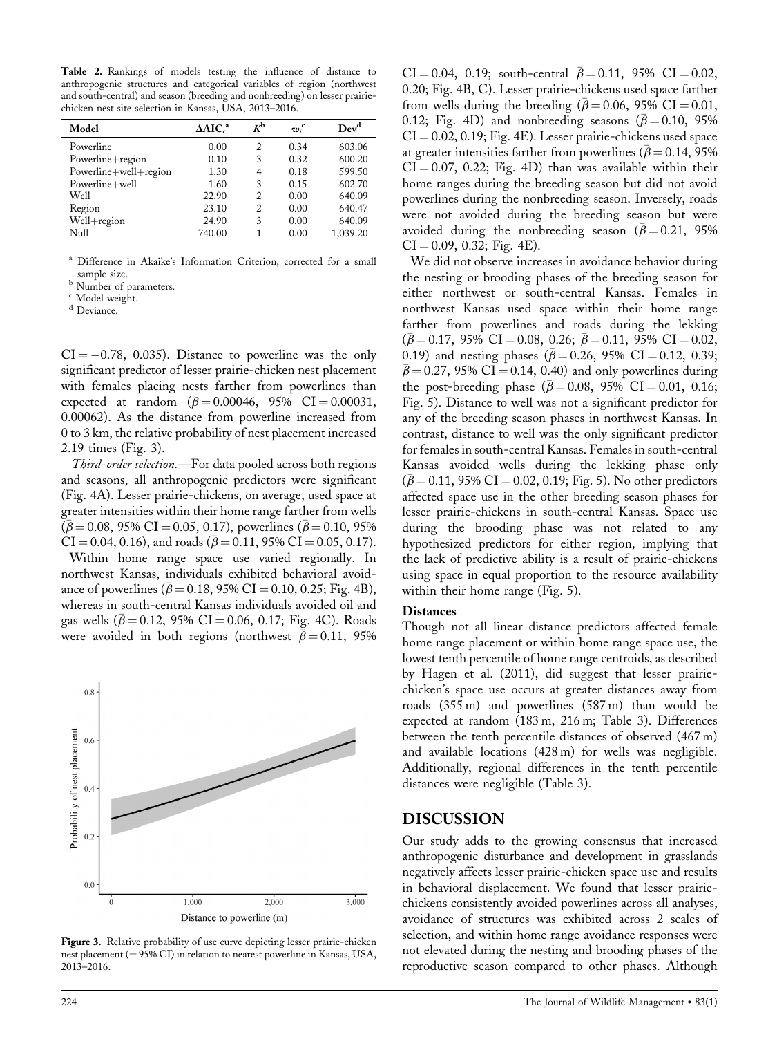**Table 2.** Rankings of models testing the influence of distance to anthropogenic structures and categorical variables of region (northwest and south-central) and season (breeding and nonbreeding) on lesser prairie-chicken nest site selection in Kansas, USA, 2013–2016.

| Model | $\Delta AIC_c$[a] | $K$[b] | $w_i$[c] | Dev[d] |
|---|---|---|---|---|
| Powerline | 0.00 | 2 | 0.34 | 603.06 |
| Powerline+region | 0.10 | 3 | 0.32 | 600.20 |
| Powerline+well+region | 1.30 | 4 | 0.18 | 599.50 |
| Powerline+well | 1.60 | 3 | 0.15 | 602.70 |
| Well | 22.90 | 2 | 0.00 | 640.09 |
| Region | 23.10 | 2 | 0.00 | 640.47 |
| Well+region | 24.90 | 3 | 0.00 | 640.09 |
| Null | 740.00 | 1 | 0.00 | 1,039.20 |

[a] Difference in Akaike's Information Criterion, corrected for a small sample size.
[b] Number of parameters.
[c] Model weight.
[d] Deviance.

CI = −0.78, 0.035). Distance to powerline was the only significant predictor of lesser prairie-chicken nest placement with females placing nests farther from powerlines than expected at random ($\beta = 0.00046$, 95% CI = 0.00031, 0.00062). As the distance from powerline increased from 0 to 3 km, the relative probability of nest placement increased 2.19 times (Fig. 3).

*Third-order selection.*—For data pooled across both regions and seasons, all anthropogenic predictors were significant (Fig. 4A). Lesser prairie-chickens, on average, used space at greater intensities within their home range farther from wells ($\bar{\beta} = 0.08$, 95% CI = 0.05, 0.17), powerlines ($\bar{\beta} = 0.10$, 95% CI = 0.04, 0.16), and roads ($\bar{\beta} = 0.11$, 95% CI = 0.05, 0.17).

Within home range space use varied regionally. In northwest Kansas, individuals exhibited behavioral avoidance of powerlines ($\bar{\beta} = 0.18$, 95% CI = 0.10, 0.25; Fig. 4B), whereas in south-central Kansas individuals avoided oil and gas wells ($\bar{\beta} = 0.12$, 95% CI = 0.06, 0.17; Fig. 4C). Roads were avoided in both regions (northwest $\bar{\beta} = 0.11$, 95% CI = 0.04, 0.19; south-central $\bar{\beta} = 0.11$, 95% CI = 0.02, 0.20; Fig. 4B, C). Lesser prairie-chickens used space farther from wells during the breeding ($\bar{\beta} = 0.06$, 95% CI = 0.01, 0.12; Fig. 4D) and nonbreeding seasons ($\bar{\beta} = 0.10$, 95% CI = 0.02, 0.19; Fig. 4E). Lesser prairie-chickens used space at greater intensities farther from powerlines ($\bar{\beta} = 0.14$, 95% CI = 0.07, 0.22; Fig. 4D) than was available within their home ranges during the breeding season but did not avoid powerlines during the nonbreeding season. Inversely, roads were not avoided during the breeding season but were avoided during the nonbreeding season ($\bar{\beta} = 0.21$, 95% CI = 0.09, 0.32; Fig. 4E).

We did not observe increases in avoidance behavior during the nesting or brooding phases of the breeding season for either northwest or south-central Kansas. Females in northwest Kansas used space within their home range farther from powerlines and roads during the lekking ($\bar{\beta} = 0.17$, 95% CI = 0.08, 0.26; $\bar{\beta} = 0.11$, 95% CI = 0.02, 0.19) and nesting phases ($\bar{\beta} = 0.26$, 95% CI = 0.12, 0.39; $\bar{\beta} = 0.27$, 95% CI = 0.14, 0.40) and only powerlines during the post-breeding phase ($\bar{\beta} = 0.08$, 95% CI = 0.01, 0.16; Fig. 5). Distance to well was not a significant predictor for any of the breeding season phases in northwest Kansas. In contrast, distance to well was the only significant predictor for females in south-central Kansas. Females in south-central Kansas avoided wells during the lekking phase only ($\bar{\beta} = 0.11$, 95% CI = 0.02, 0.19; Fig. 5). No other predictors affected space use in the other breeding season phases for lesser prairie-chickens in south-central Kansas. Space use during the brooding phase was not related to any hypothesized predictors for either region, implying that the lack of predictive ability is a result of prairie-chickens using space in equal proportion to the resource availability within their home range (Fig. 5).

**Figure 3.** Relative probability of use curve depicting lesser prairie-chicken nest placement (± 95% CI) in relation to nearest powerline in Kansas, USA, 2013–2016.

### Distances

Though not all linear distance predictors affected female home range placement or within home range space use, the lowest tenth percentile of home range centroids, as described by Hagen et al. (2011), did suggest that lesser prairie-chicken's space use occurs at greater distances away from roads (355 m) and powerlines (587 m) than would be expected at random (183 m, 216 m; Table 3). Differences between the tenth percentile distances of observed (467 m) and available locations (428 m) for wells was negligible. Additionally, regional differences in the tenth percentile distances were negligible (Table 3).

## DISCUSSION

Our study adds to the growing consensus that increased anthropogenic disturbance and development in grasslands negatively affects lesser prairie-chicken space use and results in behavioral displacement. We found that lesser prairie-chickens consistently avoided powerlines across all analyses, avoidance of structures was exhibited across 2 scales of selection, and within home range avoidance responses were not elevated during the nesting and brooding phases of the reproductive season compared to other phases. Although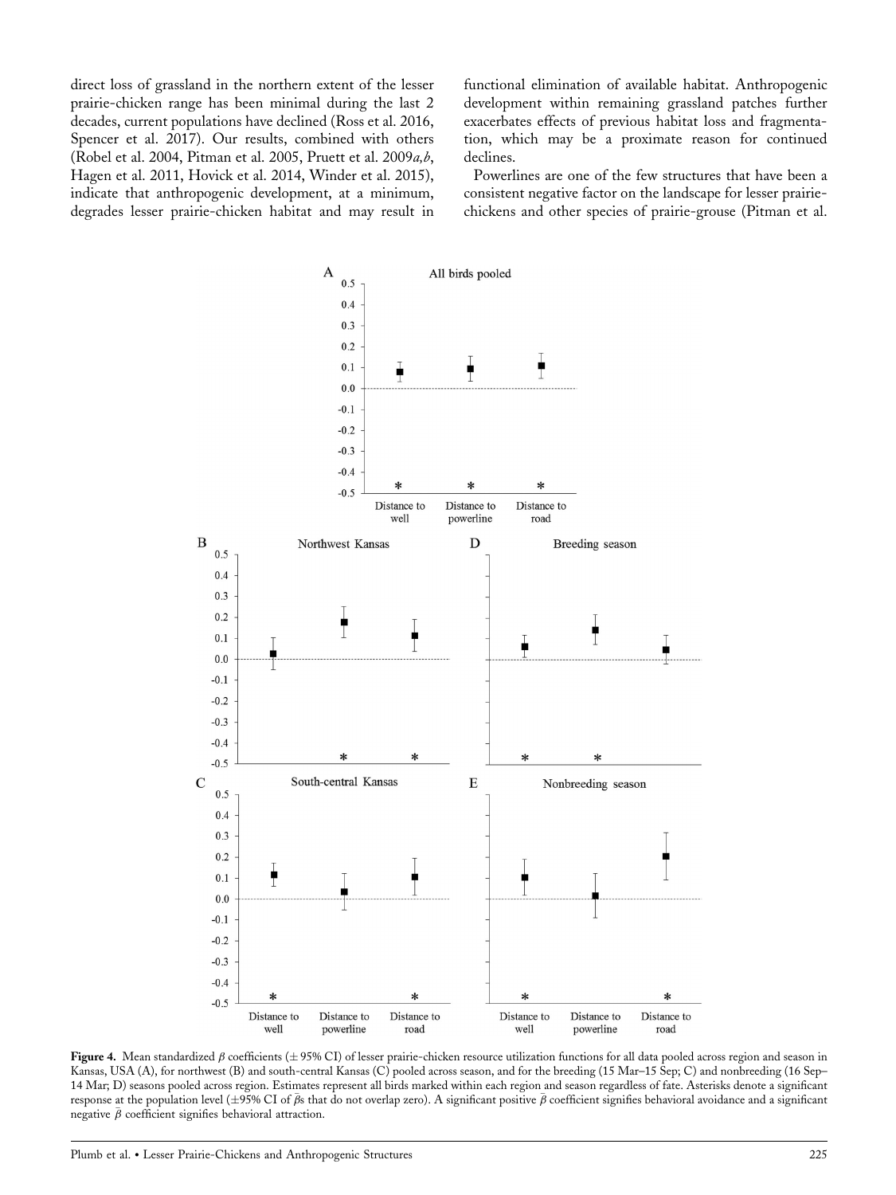direct loss of grassland in the northern extent of the lesser prairie-chicken range has been minimal during the last 2 decades, current populations have declined (Ross et al. 2016, Spencer et al. 2017). Our results, combined with others (Robel et al. 2004, Pitman et al. 2005, Pruett et al. 2009*a,b*, Hagen et al. 2011, Hovick et al. 2014, Winder et al. 2015), indicate that anthropogenic development, at a minimum, degrades lesser prairie-chicken habitat and may result in functional elimination of available habitat. Anthropogenic development within remaining grassland patches further exacerbates effects of previous habitat loss and fragmentation, which may be a proximate reason for continued declines.

Powerlines are one of the few structures that have been a consistent negative factor on the landscape for lesser prairie-chickens and other species of prairie-grouse (Pitman et al.

**Figure 4.** Mean standardized $\beta$ coefficients ($\pm$ 95% CI) of lesser prairie-chicken resource utilization functions for all data pooled across region and season in Kansas, USA (A), for northwest (B) and south-central Kansas (C) pooled across season, and for the breeding (15 Mar–15 Sep; C) and nonbreeding (16 Sep–14 Mar; D) seasons pooled across region. Estimates represent all birds marked within each region and season regardless of fate. Asterisks denote a significant response at the population level ($\pm$95% CI of $\bar{\beta}$s that do not overlap zero). A significant positive $\bar{\beta}$ coefficient signifies behavioral avoidance and a significant negative $\bar{\beta}$ coefficient signifies behavioral attraction.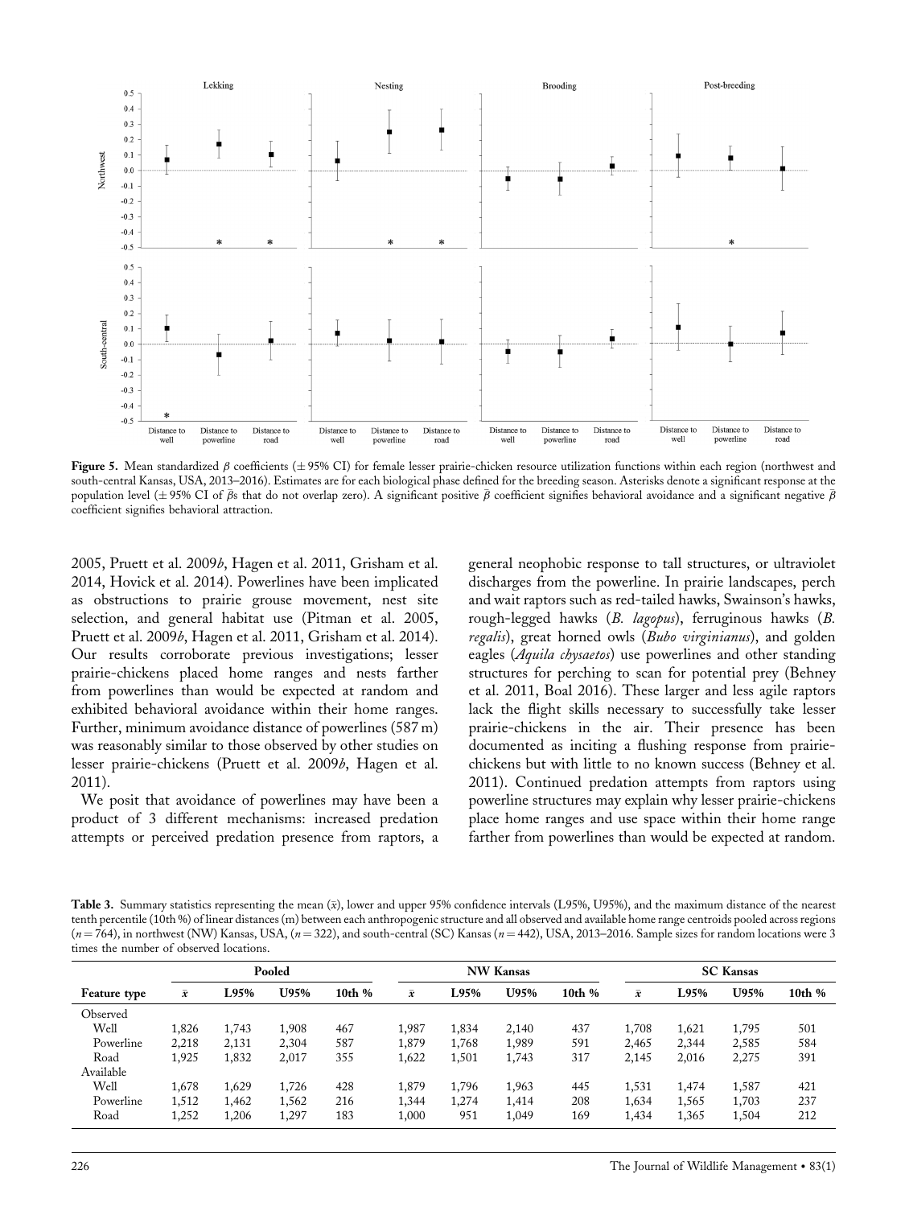Figure 5. Mean standardized $\beta$ coefficients ($\pm$ 95% CI) for female lesser prairie-chicken resource utilization functions within each region (northwest and south-central Kansas, USA, 2013–2016). Estimates are for each biological phase defined for the breeding season. Asterisks denote a significant response at the population level ($\pm$ 95% CI of $\bar{\beta}$s that do not overlap zero). A significant positive $\bar{\beta}$ coefficient signifies behavioral avoidance and a significant negative $\bar{\beta}$ coefficient signifies behavioral attraction.

2005, Pruett et al. 2009*b*, Hagen et al. 2011, Grisham et al. 2014, Hovick et al. 2014). Powerlines have been implicated as obstructions to prairie grouse movement, nest site selection, and general habitat use (Pitman et al. 2005, Pruett et al. 2009*b*, Hagen et al. 2011, Grisham et al. 2014). Our results corroborate previous investigations; lesser prairie-chickens placed home ranges and nests farther from powerlines than would be expected at random and exhibited behavioral avoidance within their home ranges. Further, minimum avoidance distance of powerlines (587 m) was reasonably similar to those observed by other studies on lesser prairie-chickens (Pruett et al. 2009*b*, Hagen et al. 2011).

We posit that avoidance of powerlines may have been a product of 3 different mechanisms: increased predation attempts or perceived predation presence from raptors, a general neophobic response to tall structures, or ultraviolet discharges from the powerline. In prairie landscapes, perch and wait raptors such as red-tailed hawks, Swainson's hawks, rough-legged hawks (*B. lagopus*), ferruginous hawks (*B. regalis*), great horned owls (*Bubo virginianus*), and golden eagles (*Aquila chysaetos*) use powerlines and other standing structures for perching to scan for potential prey (Behney et al. 2011, Boal 2016). These larger and less agile raptors lack the flight skills necessary to successfully take lesser prairie-chickens in the air. Their presence has been documented as inciting a flushing response from prairie-chickens but with little to no known success (Behney et al. 2011). Continued predation attempts from raptors using powerline structures may explain why lesser prairie-chickens place home ranges and use space within their home range farther from powerlines than would be expected at random.

Table 3. Summary statistics representing the mean ($\bar{x}$), lower and upper 95% confidence intervals (L95%, U95%), and the maximum distance of the nearest tenth percentile (10th %) of linear distances (m) between each anthropogenic structure and all observed and available home range centroids pooled across regions ($n = 764$), in northwest (NW) Kansas, USA, ($n = 322$), and south-central (SC) Kansas ($n = 442$), USA, 2013–2016. Sample sizes for random locations were 3 times the number of observed locations.

| | Pooled | | | | NW Kansas | | | | SC Kansas | | | |
|---|---|---|---|---|---|---|---|---|---|---|---|---|
| Feature type | $\bar{x}$ | L95% | U95% | 10th % | $\bar{x}$ | L95% | U95% | 10th % | $\bar{x}$ | L95% | U95% | 10th % |
| Observed | | | | | | | | | | | | |
| Well | 1,826 | 1,743 | 1,908 | 467 | 1,987 | 1,834 | 2,140 | 437 | 1,708 | 1,621 | 1,795 | 501 |
| Powerline | 2,218 | 2,131 | 2,304 | 587 | 1,879 | 1,768 | 1,989 | 591 | 2,465 | 2,344 | 2,585 | 584 |
| Road | 1,925 | 1,832 | 2,017 | 355 | 1,622 | 1,501 | 1,743 | 317 | 2,145 | 2,016 | 2,275 | 391 |
| Available | | | | | | | | | | | | |
| Well | 1,678 | 1,629 | 1,726 | 428 | 1,879 | 1,796 | 1,963 | 445 | 1,531 | 1,474 | 1,587 | 421 |
| Powerline | 1,512 | 1,462 | 1,562 | 216 | 1,344 | 1,274 | 1,414 | 208 | 1,634 | 1,565 | 1,703 | 237 |
| Road | 1,252 | 1,206 | 1,297 | 183 | 1,000 | 951 | 1,049 | 169 | 1,434 | 1,365 | 1,504 | 212 |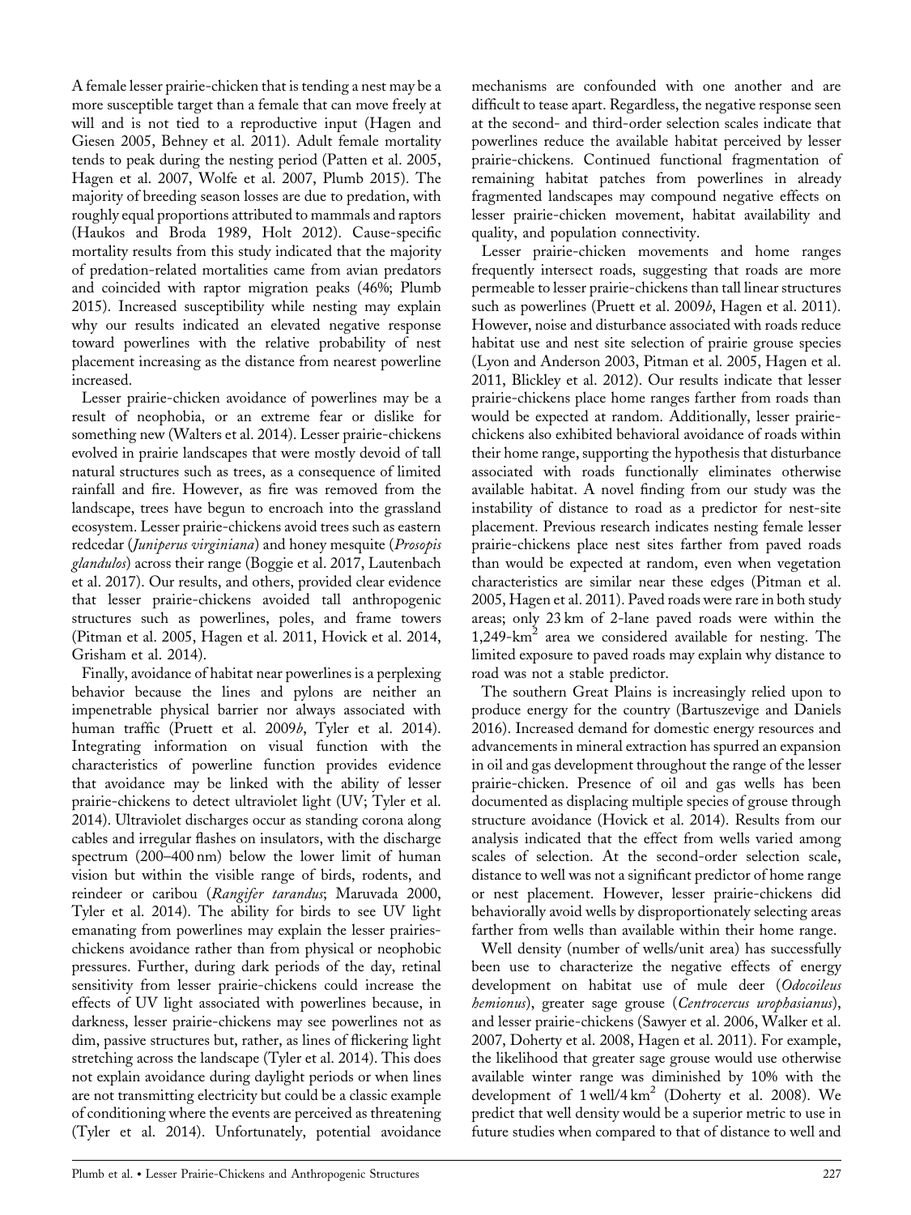A female lesser prairie-chicken that is tending a nest may be a more susceptible target than a female that can move freely at will and is not tied to a reproductive input (Hagen and Giesen 2005, Behney et al. 2011). Adult female mortality tends to peak during the nesting period (Patten et al. 2005, Hagen et al. 2007, Wolfe et al. 2007, Plumb 2015). The majority of breeding season losses are due to predation, with roughly equal proportions attributed to mammals and raptors (Haukos and Broda 1989, Holt 2012). Cause-specific mortality results from this study indicated that the majority of predation-related mortalities came from avian predators and coincided with raptor migration peaks (46%; Plumb 2015). Increased susceptibility while nesting may explain why our results indicated an elevated negative response toward powerlines with the relative probability of nest placement increasing as the distance from nearest powerline increased.

Lesser prairie-chicken avoidance of powerlines may be a result of neophobia, or an extreme fear or dislike for something new (Walters et al. 2014). Lesser prairie-chickens evolved in prairie landscapes that were mostly devoid of tall natural structures such as trees, as a consequence of limited rainfall and fire. However, as fire was removed from the landscape, trees have begun to encroach into the grassland ecosystem. Lesser prairie-chickens avoid trees such as eastern redcedar (*Juniperus virginiana*) and honey mesquite (*Prosopis glandulos*) across their range (Boggie et al. 2017, Lautenbach et al. 2017). Our results, and others, provided clear evidence that lesser prairie-chickens avoided tall anthropogenic structures such as powerlines, poles, and frame towers (Pitman et al. 2005, Hagen et al. 2011, Hovick et al. 2014, Grisham et al. 2014).

Finally, avoidance of habitat near powerlines is a perplexing behavior because the lines and pylons are neither an impenetrable physical barrier nor always associated with human traffic (Pruett et al. 2009*b*, Tyler et al. 2014). Integrating information on visual function with the characteristics of powerline function provides evidence that avoidance may be linked with the ability of lesser prairie-chickens to detect ultraviolet light (UV; Tyler et al. 2014). Ultraviolet discharges occur as standing corona along cables and irregular flashes on insulators, with the discharge spectrum (200–400 nm) below the lower limit of human vision but within the visible range of birds, rodents, and reindeer or caribou (*Rangifer tarandus*; Maruvada 2000, Tyler et al. 2014). The ability for birds to see UV light emanating from powerlines may explain the lesser prairies-chickens avoidance rather than from physical or neophobic pressures. Further, during dark periods of the day, retinal sensitivity from lesser prairie-chickens could increase the effects of UV light associated with powerlines because, in darkness, lesser prairie-chickens may see powerlines not as dim, passive structures but, rather, as lines of flickering light stretching across the landscape (Tyler et al. 2014). This does not explain avoidance during daylight periods or when lines are not transmitting electricity but could be a classic example of conditioning where the events are perceived as threatening (Tyler et al. 2014). Unfortunately, potential avoidance mechanisms are confounded with one another and are difficult to tease apart. Regardless, the negative response seen at the second- and third-order selection scales indicate that powerlines reduce the available habitat perceived by lesser prairie-chickens. Continued functional fragmentation of remaining habitat patches from powerlines in already fragmented landscapes may compound negative effects on lesser prairie-chicken movement, habitat availability and quality, and population connectivity.

Lesser prairie-chicken movements and home ranges frequently intersect roads, suggesting that roads are more permeable to lesser prairie-chickens than tall linear structures such as powerlines (Pruett et al. 2009*b*, Hagen et al. 2011). However, noise and disturbance associated with roads reduce habitat use and nest site selection of prairie grouse species (Lyon and Anderson 2003, Pitman et al. 2005, Hagen et al. 2011, Blickley et al. 2012). Our results indicate that lesser prairie-chickens place home ranges farther from roads than would be expected at random. Additionally, lesser prairie-chickens also exhibited behavioral avoidance of roads within their home range, supporting the hypothesis that disturbance associated with roads functionally eliminates otherwise available habitat. A novel finding from our study was the instability of distance to road as a predictor for nest-site placement. Previous research indicates nesting female lesser prairie-chickens place nest sites farther from paved roads than would be expected at random, even when vegetation characteristics are similar near these edges (Pitman et al. 2005, Hagen et al. 2011). Paved roads were rare in both study areas; only 23 km of 2-lane paved roads were within the 1,249-$km^2$ area we considered available for nesting. The limited exposure to paved roads may explain why distance to road was not a stable predictor.

The southern Great Plains is increasingly relied upon to produce energy for the country (Bartuszevige and Daniels 2016). Increased demand for domestic energy resources and advancements in mineral extraction has spurred an expansion in oil and gas development throughout the range of the lesser prairie-chicken. Presence of oil and gas wells has been documented as displacing multiple species of grouse through structure avoidance (Hovick et al. 2014). Results from our analysis indicated that the effect from wells varied among scales of selection. At the second-order selection scale, distance to well was not a significant predictor of home range or nest placement. However, lesser prairie-chickens did behaviorally avoid wells by disproportionately selecting areas farther from wells than available within their home range.

Well density (number of wells/unit area) has successfully been use to characterize the negative effects of energy development on habitat use of mule deer (*Odocoileus hemionus*), greater sage grouse (*Centrocercus urophasianus*), and lesser prairie-chickens (Sawyer et al. 2006, Walker et al. 2007, Doherty et al. 2008, Hagen et al. 2011). For example, the likelihood that greater sage grouse would use otherwise available winter range was diminished by 10% with the development of 1 well/4 $km^2$ (Doherty et al. 2008). We predict that well density would be a superior metric to use in future studies when compared to that of distance to well and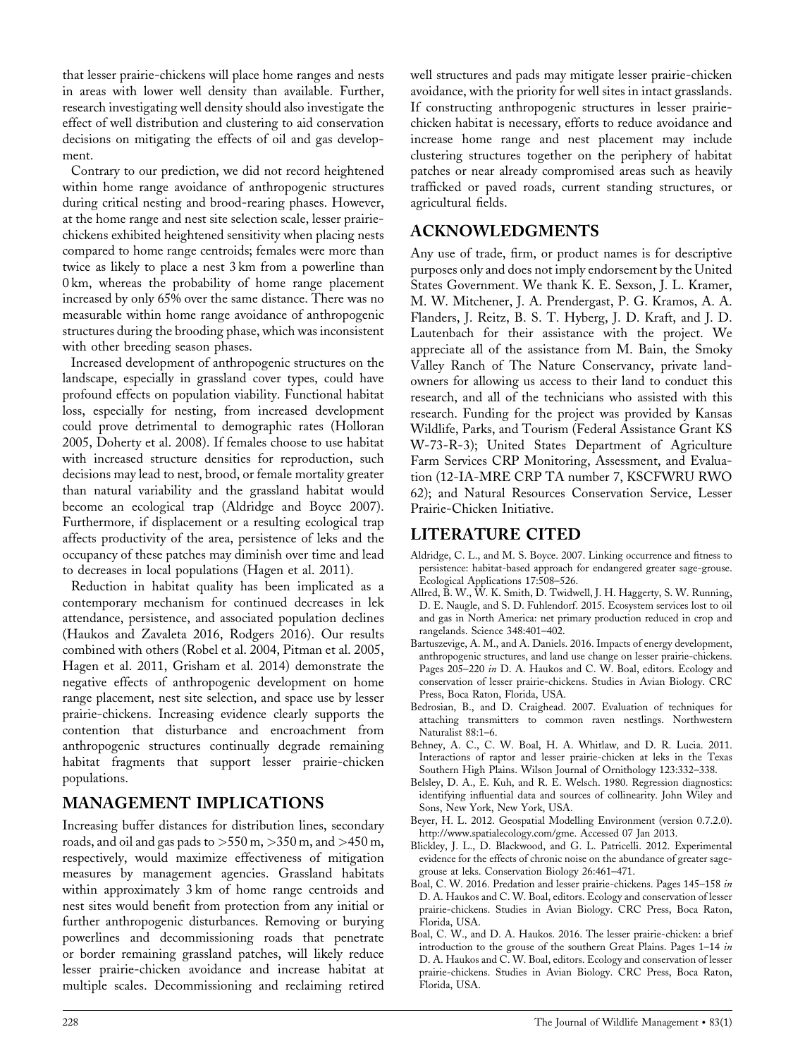that lesser prairie-chickens will place home ranges and nests in areas with lower well density than available. Further, research investigating well density should also investigate the effect of well distribution and clustering to aid conservation decisions on mitigating the effects of oil and gas development.

Contrary to our prediction, we did not record heightened within home range avoidance of anthropogenic structures during critical nesting and brood-rearing phases. However, at the home range and nest site selection scale, lesser prairie-chickens exhibited heightened sensitivity when placing nests compared to home range centroids; females were more than twice as likely to place a nest 3 km from a powerline than 0 km, whereas the probability of home range placement increased by only 65% over the same distance. There was no measurable within home range avoidance of anthropogenic structures during the brooding phase, which was inconsistent with other breeding season phases.

Increased development of anthropogenic structures on the landscape, especially in grassland cover types, could have profound effects on population viability. Functional habitat loss, especially for nesting, from increased development could prove detrimental to demographic rates (Holloran 2005, Doherty et al. 2008). If females choose to use habitat with increased structure densities for reproduction, such decisions may lead to nest, brood, or female mortality greater than natural variability and the grassland habitat would become an ecological trap (Aldridge and Boyce 2007). Furthermore, if displacement or a resulting ecological trap affects productivity of the area, persistence of leks and the occupancy of these patches may diminish over time and lead to decreases in local populations (Hagen et al. 2011).

Reduction in habitat quality has been implicated as a contemporary mechanism for continued decreases in lek attendance, persistence, and associated population declines (Haukos and Zavaleta 2016, Rodgers 2016). Our results combined with others (Robel et al. 2004, Pitman et al. 2005, Hagen et al. 2011, Grisham et al. 2014) demonstrate the negative effects of anthropogenic development on home range placement, nest site selection, and space use by lesser prairie-chickens. Increasing evidence clearly supports the contention that disturbance and encroachment from anthropogenic structures continually degrade remaining habitat fragments that support lesser prairie-chicken populations.

## MANAGEMENT IMPLICATIONS

Increasing buffer distances for distribution lines, secondary roads, and oil and gas pads to >550 m, >350 m, and >450 m, respectively, would maximize effectiveness of mitigation measures by management agencies. Grassland habitats within approximately 3 km of home range centroids and nest sites would benefit from protection from any initial or further anthropogenic disturbances. Removing or burying powerlines and decommissioning roads that penetrate or border remaining grassland patches, will likely reduce lesser prairie-chicken avoidance and increase habitat at multiple scales. Decommissioning and reclaiming retired well structures and pads may mitigate lesser prairie-chicken avoidance, with the priority for well sites in intact grasslands. If constructing anthropogenic structures in lesser prairie-chicken habitat is necessary, efforts to reduce avoidance and increase home range and nest placement may include clustering structures together on the periphery of habitat patches or near already compromised areas such as heavily trafficked or paved roads, current standing structures, or agricultural fields.

## ACKNOWLEDGMENTS

Any use of trade, firm, or product names is for descriptive purposes only and does not imply endorsement by the United States Government. We thank K. E. Sexson, J. L. Kramer, M. W. Mitchener, J. A. Prendergast, P. G. Kramos, A. A. Flanders, J. Reitz, B. S. T. Hyberg, J. D. Kraft, and J. D. Lautenbach for their assistance with the project. We appreciate all of the assistance from M. Bain, the Smoky Valley Ranch of The Nature Conservancy, private landowners for allowing us access to their land to conduct this research, and all of the technicians who assisted with this research. Funding for the project was provided by Kansas Wildlife, Parks, and Tourism (Federal Assistance Grant KS W-73-R-3); United States Department of Agriculture Farm Services CRP Monitoring, Assessment, and Evaluation (12-IA-MRE CRP TA number 7, KSCFWRU RWO 62); and Natural Resources Conservation Service, Lesser Prairie-Chicken Initiative.

## LITERATURE CITED

Aldridge, C. L., and M. S. Boyce. 2007. Linking occurrence and fitness to persistence: habitat-based approach for endangered greater sage-grouse. Ecological Applications 17:508–526.

Allred, B. W., W. K. Smith, D. Twidwell, J. H. Haggerty, S. W. Running, D. E. Naugle, and S. D. Fuhlendorf. 2015. Ecosystem services lost to oil and gas in North America: net primary production reduced in crop and rangelands. Science 348:401–402.

Bartuszevige, A. M., and A. Daniels. 2016. Impacts of energy development, anthropogenic structures, and land use change on lesser prairie-chickens. Pages 205–220 *in* D. A. Haukos and C. W. Boal, editors. Ecology and conservation of lesser prairie-chickens. Studies in Avian Biology. CRC Press, Boca Raton, Florida, USA.

Bedrosian, B., and D. Craighead. 2007. Evaluation of techniques for attaching transmitters to common raven nestlings. Northwestern Naturalist 88:1–6.

Behney, A. C., C. W. Boal, H. A. Whitlaw, and D. R. Lucia. 2011. Interactions of raptor and lesser prairie-chicken at leks in the Texas Southern High Plains. Wilson Journal of Ornithology 123:332–338.

Belsley, D. A., E. Kuh, and R. E. Welsch. 1980. Regression diagnostics: identifying influential data and sources of collinearity. John Wiley and Sons, New York, New York, USA.

Beyer, H. L. 2012. Geospatial Modelling Environment (version 0.7.2.0). http://www.spatialecology.com/gme. Accessed 07 Jan 2013.

Blickley, J. L., D. Blackwood, and G. L. Patricelli. 2012. Experimental evidence for the effects of chronic noise on the abundance of greater sage-grouse at leks. Conservation Biology 26:461–471.

Boal, C. W. 2016. Predation and lesser prairie-chickens. Pages 145–158 *in* D. A. Haukos and C. W. Boal, editors. Ecology and conservation of lesser prairie-chickens. Studies in Avian Biology. CRC Press, Boca Raton, Florida, USA.

Boal, C. W., and D. A. Haukos. 2016. The lesser prairie-chicken: a brief introduction to the grouse of the southern Great Plains. Pages 1–14 *in* D. A. Haukos and C. W. Boal, editors. Ecology and conservation of lesser prairie-chickens. Studies in Avian Biology. CRC Press, Boca Raton, Florida, USA.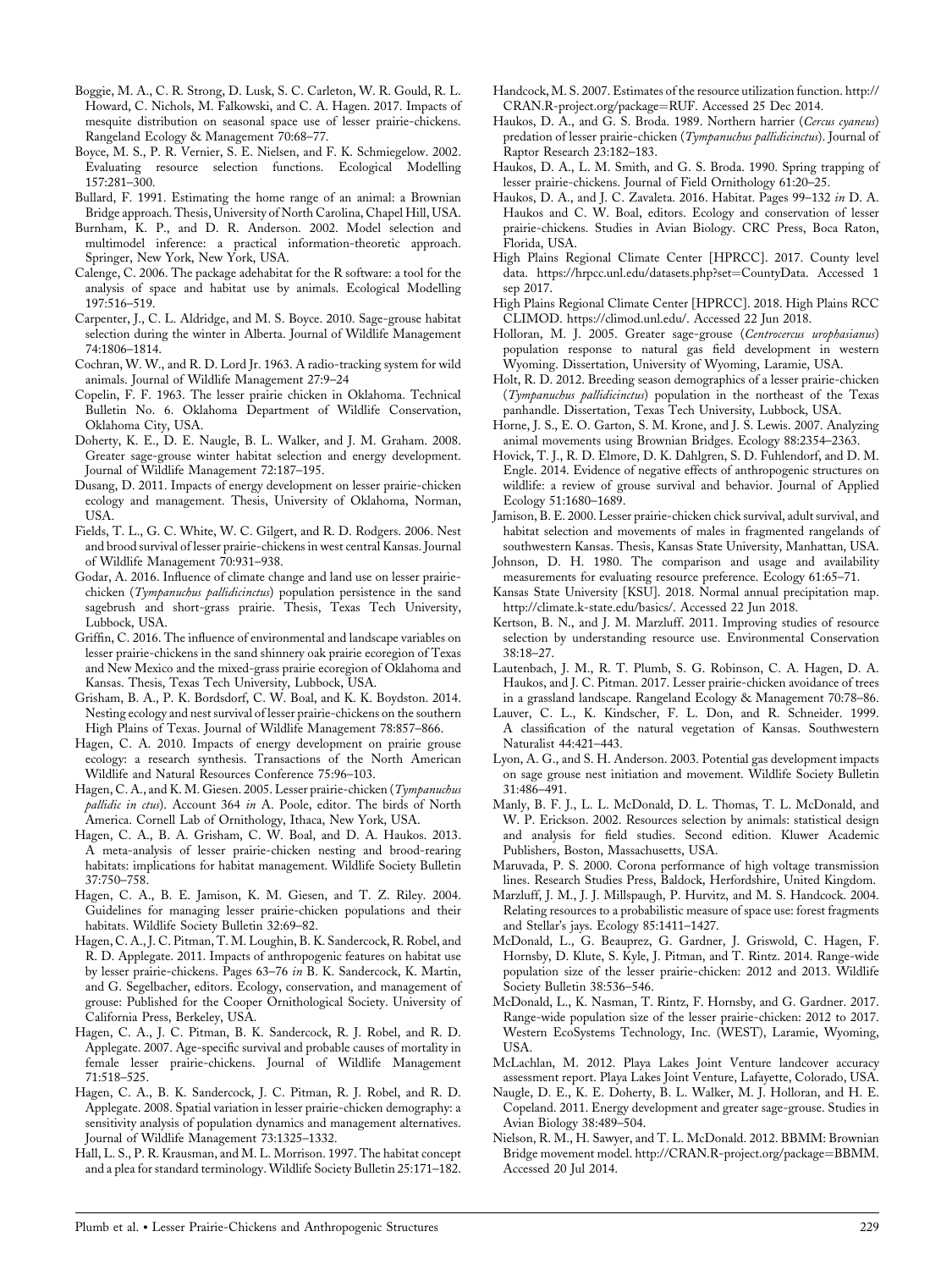Boggie, M. A., C. R. Strong, D. Lusk, S. C. Carleton, W. R. Gould, R. L. Howard, C. Nichols, M. Falkowski, and C. A. Hagen. 2017. Impacts of mesquite distribution on seasonal space use of lesser prairie-chickens. Rangeland Ecology & Management 70:68–77.

Boyce, M. S., P. R. Vernier, S. E. Nielsen, and F. K. Schmiegelow. 2002. Evaluating resource selection functions. Ecological Modelling 157:281–300.

Bullard, F. 1991. Estimating the home range of an animal: a Brownian Bridge approach. Thesis, University of North Carolina, Chapel Hill, USA.

Burnham, K. P., and D. R. Anderson. 2002. Model selection and multimodel inference: a practical information-theoretic approach. Springer, New York, New York, USA.

Calenge, C. 2006. The package adehabitat for the R software: a tool for the analysis of space and habitat use by animals. Ecological Modelling 197:516–519.

Carpenter, J., C. L. Aldridge, and M. S. Boyce. 2010. Sage-grouse habitat selection during the winter in Alberta. Journal of Wildlife Management 74:1806–1814.

Cochran, W. W., and R. D. Lord Jr. 1963. A radio-tracking system for wild animals. Journal of Wildlife Management 27:9–24

Copelin, F. F. 1963. The lesser prairie chicken in Oklahoma. Technical Bulletin No. 6. Oklahoma Department of Wildlife Conservation, Oklahoma City, USA.

Doherty, K. E., D. E. Naugle, B. L. Walker, and J. M. Graham. 2008. Greater sage-grouse winter habitat selection and energy development. Journal of Wildlife Management 72:187–195.

Dusang, D. 2011. Impacts of energy development on lesser prairie-chicken ecology and management. Thesis, University of Oklahoma, Norman, USA.

Fields, T. L., G. C. White, W. C. Gilgert, and R. D. Rodgers. 2006. Nest and brood survival of lesser prairie-chickens in west central Kansas. Journal of Wildlife Management 70:931–938.

Godar, A. 2016. Influence of climate change and land use on lesser prairie-chicken (*Tympanuchus pallidicinctus*) population persistence in the sand sagebrush and short-grass prairie. Thesis, Texas Tech University, Lubbock, USA.

Griffin, C. 2016. The influence of environmental and landscape variables on lesser prairie-chickens in the sand shinnery oak prairie ecoregion of Texas and New Mexico and the mixed-grass prairie ecoregion of Oklahoma and Kansas. Thesis, Texas Tech University, Lubbock, USA.

Grisham, B. A., P. K. Bordsdorf, C. W. Boal, and K. K. Boydston. 2014. Nesting ecology and nest survival of lesser prairie-chickens on the southern High Plains of Texas. Journal of Wildlife Management 78:857–866.

Hagen, C. A. 2010. Impacts of energy development on prairie grouse ecology: a research synthesis. Transactions of the North American Wildlife and Natural Resources Conference 75:96–103.

Hagen, C. A., and K. M. Giesen. 2005. Lesser prairie-chicken (*Tympanuchus pallidic in ctus*). Account 364 *in* A. Poole, editor. The birds of North America. Cornell Lab of Ornithology, Ithaca, New York, USA.

Hagen, C. A., B. A. Grisham, C. W. Boal, and D. A. Haukos. 2013. A meta-analysis of lesser prairie-chicken nesting and brood-rearing habitats: implications for habitat management. Wildlife Society Bulletin 37:750–758.

Hagen, C. A., B. E. Jamison, K. M. Giesen, and T. Z. Riley. 2004. Guidelines for managing lesser prairie-chicken populations and their habitats. Wildlife Society Bulletin 32:69–82.

Hagen, C. A., J. C. Pitman, T. M. Loughin, B. K. Sandercock, R. Robel, and R. D. Applegate. 2011. Impacts of anthropogenic features on habitat use by lesser prairie-chickens. Pages 63–76 *in* B. K. Sandercock, K. Martin, and G. Segelbacher, editors. Ecology, conservation, and management of grouse: Published for the Cooper Ornithological Society. University of California Press, Berkeley, USA.

Hagen, C. A., J. C. Pitman, B. K. Sandercock, R. J. Robel, and R. D. Applegate. 2007. Age-specific survival and probable causes of mortality in female lesser prairie-chickens. Journal of Wildlife Management 71:518–525.

Hagen, C. A., B. K. Sandercock, J. C. Pitman, R. J. Robel, and R. D. Applegate. 2008. Spatial variation in lesser prairie-chicken demography: a sensitivity analysis of population dynamics and management alternatives. Journal of Wildlife Management 73:1325–1332.

Hall, L. S., P. R. Krausman, and M. L. Morrison. 1997. The habitat concept and a plea for standard terminology. Wildlife Society Bulletin 25:171–182.

Handcock, M. S. 2007. Estimates of the resource utilization function. http://CRAN.R-project.org/package=RUF. Accessed 25 Dec 2014.

Haukos, D. A., and G. S. Broda. 1989. Northern harrier (*Cercus cyaneus*) predation of lesser prairie-chicken (*Tympanuchus pallidicinctus*). Journal of Raptor Research 23:182–183.

Haukos, D. A., L. M. Smith, and G. S. Broda. 1990. Spring trapping of lesser prairie-chickens. Journal of Field Ornithology 61:20–25.

Haukos, D. A., and J. C. Zavaleta. 2016. Habitat. Pages 99–132 *in* D. A. Haukos and C. W. Boal, editors. Ecology and conservation of lesser prairie-chickens. Studies in Avian Biology. CRC Press, Boca Raton, Florida, USA.

High Plains Regional Climate Center [HPRCC]. 2017. County level data. https://hrpcc.unl.edu/datasets.php?set=CountyData. Accessed 1 sep 2017.

High Plains Regional Climate Center [HPRCC]. 2018. High Plains RCC CLIMOD. https://climod.unl.edu/. Accessed 22 Jun 2018.

Holloran, M. J. 2005. Greater sage-grouse (*Centrocercus urophasianus*) population response to natural gas field development in western Wyoming. Dissertation, University of Wyoming, Laramie, USA.

Holt, R. D. 2012. Breeding season demographics of a lesser prairie-chicken (*Tympanuchus pallidicinctus*) population in the northeast of the Texas panhandle. Dissertation, Texas Tech University, Lubbock, USA.

Horne, J. S., E. O. Garton, S. M. Krone, and J. S. Lewis. 2007. Analyzing animal movements using Brownian Bridges. Ecology 88:2354–2363.

Hovick, T. J., R. D. Elmore, D. K. Dahlgren, S. D. Fuhlendorf, and D. M. Engle. 2014. Evidence of negative effects of anthropogenic structures on wildlife: a review of grouse survival and behavior. Journal of Applied Ecology 51:1680–1689.

Jamison, B. E. 2000. Lesser prairie-chicken chick survival, adult survival, and habitat selection and movements of males in fragmented rangelands of southwestern Kansas. Thesis, Kansas State University, Manhattan, USA.

Johnson, D. H. 1980. The comparison and usage and availability measurements for evaluating resource preference. Ecology 61:65–71.

Kansas State University [KSU]. 2018. Normal annual precipitation map. http://climate.k-state.edu/basics/. Accessed 22 Jun 2018.

Kertson, B. N., and J. M. Marzluff. 2011. Improving studies of resource selection by understanding resource use. Environmental Conservation 38:18–27.

Lautenbach, J. M., R. T. Plumb, S. G. Robinson, C. A. Hagen, D. A. Haukos, and J. C. Pitman. 2017. Lesser prairie-chicken avoidance of trees in a grassland landscape. Rangeland Ecology & Management 70:78–86.

Lauver, C. L., K. Kindscher, F. L. Don, and R. Schneider. 1999. A classification of the natural vegetation of Kansas. Southwestern Naturalist 44:421–443.

Lyon, A. G., and S. H. Anderson. 2003. Potential gas development impacts on sage grouse nest initiation and movement. Wildlife Society Bulletin 31:486–491.

Manly, B. F. J., L. L. McDonald, D. L. Thomas, T. L. McDonald, and W. P. Erickson. 2002. Resources selection by animals: statistical design and analysis for field studies. Second edition. Kluwer Academic Publishers, Boston, Massachusetts, USA.

Maruvada, P. S. 2000. Corona performance of high voltage transmission lines. Research Studies Press, Baldock, Herfordshire, United Kingdom.

Marzluff, J. M., J. J. Millspaugh, P. Hurvitz, and M. S. Handcock. 2004. Relating resources to a probabilistic measure of space use: forest fragments and Stellar's jays. Ecology 85:1411–1427.

McDonald, L., G. Beauprez, G. Gardner, J. Griswold, C. Hagen, F. Hornsby, D. Klute, S. Kyle, J. Pitman, and T. Rintz. 2014. Range-wide population size of the lesser prairie-chicken: 2012 and 2013. Wildlife Society Bulletin 38:536–546.

McDonald, L., K. Nasman, T. Rintz, F. Hornsby, and G. Gardner. 2017. Range-wide population size of the lesser prairie-chicken: 2012 to 2017. Western EcoSystems Technology, Inc. (WEST), Laramie, Wyoming, USA.

McLachlan, M. 2012. Playa Lakes Joint Venture landcover accuracy assessment report. Playa Lakes Joint Venture, Lafayette, Colorado, USA.

Naugle, D. E., K. E. Doherty, B. L. Walker, M. J. Holloran, and H. E. Copeland. 2011. Energy development and greater sage-grouse. Studies in Avian Biology 38:489–504.

Nielson, R. M., H. Sawyer, and T. L. McDonald. 2012. BBMM: Brownian Bridge movement model. http://CRAN.R-project.org/package=BBMM. Accessed 20 Jul 2014.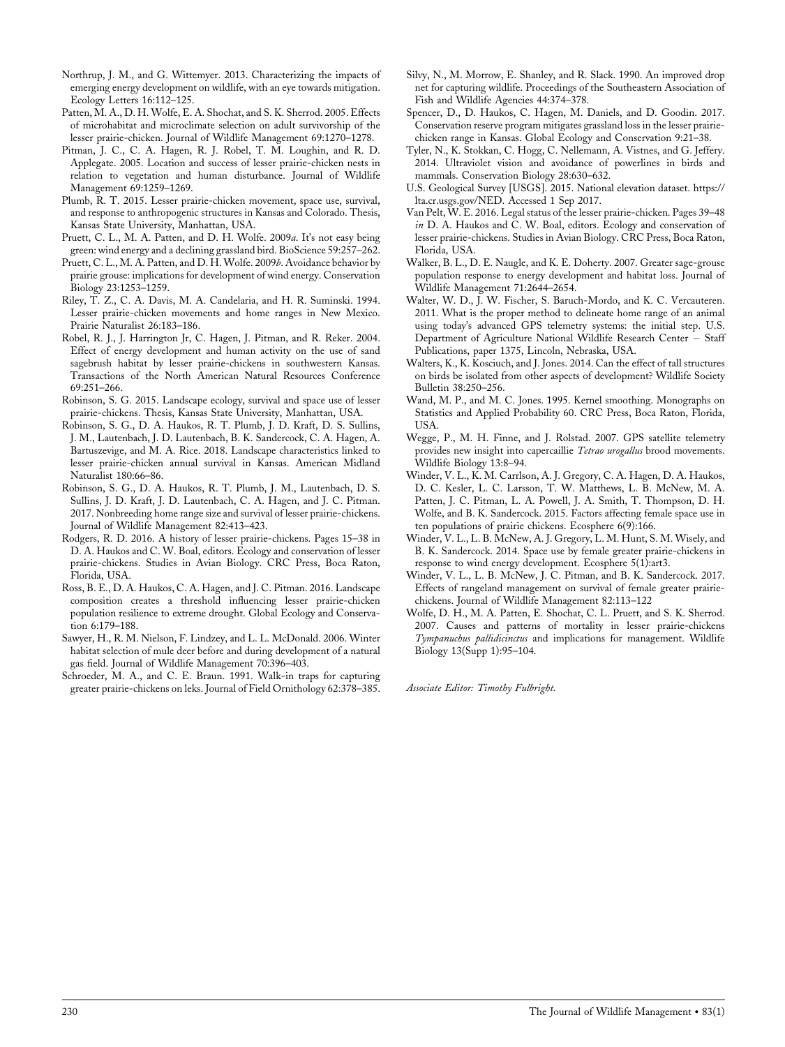Northrup, J. M., and G. Wittemyer. 2013. Characterizing the impacts of emerging energy development on wildlife, with an eye towards mitigation. Ecology Letters 16:112–125.

Patten, M. A., D. H. Wolfe, E. A. Shochat, and S. K. Sherrod. 2005. Effects of microhabitat and microclimate selection on adult survivorship of the lesser prairie-chicken. Journal of Wildlife Management 69:1270–1278.

Pitman, J. C., C. A. Hagen, R. J. Robel, T. M. Loughin, and R. D. Applegate. 2005. Location and success of lesser prairie-chicken nests in relation to vegetation and human disturbance. Journal of Wildlife Management 69:1259–1269.

Plumb, R. T. 2015. Lesser prairie-chicken movement, space use, survival, and response to anthropogenic structures in Kansas and Colorado. Thesis, Kansas State University, Manhattan, USA.

Pruett, C. L., M. A. Patten, and D. H. Wolfe. 2009*a*. It's not easy being green: wind energy and a declining grassland bird. BioScience 59:257–262.

Pruett, C. L., M. A. Patten, and D. H. Wolfe. 2009*b*. Avoidance behavior by prairie grouse: implications for development of wind energy. Conservation Biology 23:1253–1259.

Riley, T. Z., C. A. Davis, M. A. Candelaria, and H. R. Suminski. 1994. Lesser prairie-chicken movements and home ranges in New Mexico. Prairie Naturalist 26:183–186.

Robel, R. J., J. Harrington Jr, C. Hagen, J. Pitman, and R. Reker. 2004. Effect of energy development and human activity on the use of sand sagebrush habitat by lesser prairie-chickens in southwestern Kansas. Transactions of the North American Natural Resources Conference 69:251–266.

Robinson, S. G. 2015. Landscape ecology, survival and space use of lesser prairie-chickens. Thesis, Kansas State University, Manhattan, USA.

Robinson, S. G., D. A. Haukos, R. T. Plumb, J. D. Kraft, D. S. Sullins, J. M., Lautenbach, J. D. Lautenbach, B. K. Sandercock, C. A. Hagen, A. Bartuszevige, and M. A. Rice. 2018. Landscape characteristics linked to lesser prairie-chicken annual survival in Kansas. American Midland Naturalist 180:66–86.

Robinson, S. G., D. A. Haukos, R. T. Plumb, J. M., Lautenbach, D. S. Sullins, J. D. Kraft, J. D. Lautenbach, C. A. Hagen, and J. C. Pitman. 2017. Nonbreeding home range size and survival of lesser prairie-chickens. Journal of Wildlife Management 82:413–423.

Rodgers, R. D. 2016. A history of lesser prairie-chickens. Pages 15–38 in D. A. Haukos and C. W. Boal, editors. Ecology and conservation of lesser prairie-chickens. Studies in Avian Biology. CRC Press, Boca Raton, Florida, USA.

Ross, B. E., D. A. Haukos, C. A. Hagen, and J. C. Pitman. 2016. Landscape composition creates a threshold influencing lesser prairie-chicken population resilience to extreme drought. Global Ecology and Conservation 6:179–188.

Sawyer, H., R. M. Nielson, F. Lindzey, and L. L. McDonald. 2006. Winter habitat selection of mule deer before and during development of a natural gas field. Journal of Wildlife Management 70:396–403.

Schroeder, M. A., and C. E. Braun. 1991. Walk-in traps for capturing greater prairie-chickens on leks. Journal of Field Ornithology 62:378–385.

Silvy, N., M. Morrow, E. Shanley, and R. Slack. 1990. An improved drop net for capturing wildlife. Proceedings of the Southeastern Association of Fish and Wildlife Agencies 44:374–378.

Spencer, D., D. Haukos, C. Hagen, M. Daniels, and D. Goodin. 2017. Conservation reserve program mitigates grassland loss in the lesser prairie-chicken range in Kansas. Global Ecology and Conservation 9:21–38.

Tyler, N., K. Stokkan, C. Hogg, C. Nellemann, A. Vistnes, and G. Jeffery. 2014. Ultraviolet vision and avoidance of powerlines in birds and mammals. Conservation Biology 28:630–632.

U.S. Geological Survey [USGS]. 2015. National elevation dataset. https://lta.cr.usgs.gov/NED. Accessed 1 Sep 2017.

Van Pelt, W. E. 2016. Legal status of the lesser prairie-chicken. Pages 39–48 *in* D. A. Haukos and C. W. Boal, editors. Ecology and conservation of lesser prairie-chickens. Studies in Avian Biology. CRC Press, Boca Raton, Florida, USA.

Walker, B. L., D. E. Naugle, and K. E. Doherty. 2007. Greater sage-grouse population response to energy development and habitat loss. Journal of Wildlife Management 71:2644–2654.

Walter, W. D., J. W. Fischer, S. Baruch-Mordo, and K. C. Vercauteren. 2011. What is the proper method to delineate home range of an animal using today's advanced GPS telemetry systems: the initial step. U.S. Department of Agriculture National Wildlife Research Center – Staff Publications, paper 1375, Lincoln, Nebraska, USA.

Walters, K., K. Kosciuch, and J. Jones. 2014. Can the effect of tall structures on birds be isolated from other aspects of development? Wildlife Society Bulletin 38:250–256.

Wand, M. P., and M. C. Jones. 1995. Kernel smoothing. Monographs on Statistics and Applied Probability 60. CRC Press, Boca Raton, Florida, USA.

Wegge, P., M. H. Finne, and J. Rolstad. 2007. GPS satellite telemetry provides new insight into capercaillie *Tetrao urogallus* brood movements. Wildlife Biology 13:8–94.

Winder, V. L., K. M. Carrlson, A. J. Gregory, C. A. Hagen, D. A. Haukos, D. C. Kesler, L. C. Larsson, T. W. Matthews, L. B. McNew, M. A. Patten, J. C. Pitman, L. A. Powell, J. A. Smith, T. Thompson, D. H. Wolfe, and B. K. Sandercock. 2015. Factors affecting female space use in ten populations of prairie chickens. Ecosphere 6(9):166.

Winder, V. L., L. B. McNew, A. J. Gregory, L. M. Hunt, S. M. Wisely, and B. K. Sandercock. 2014. Space use by female greater prairie-chickens in response to wind energy development. Ecosphere 5(1):art3.

Winder, V. L., L. B. McNew, J. C. Pitman, and B. K. Sandercock. 2017. Effects of rangeland management on survival of female greater prairie-chickens. Journal of Wildlife Management 82:113–122

Wolfe, D. H., M. A. Patten, E. Shochat, C. L. Pruett, and S. K. Sherrod. 2007. Causes and patterns of mortality in lesser prairie-chickens *Tympanuchus pallidicinctus* and implications for management. Wildlife Biology 13(Supp 1):95–104.

*Associate Editor: Timothy Fulbright.*